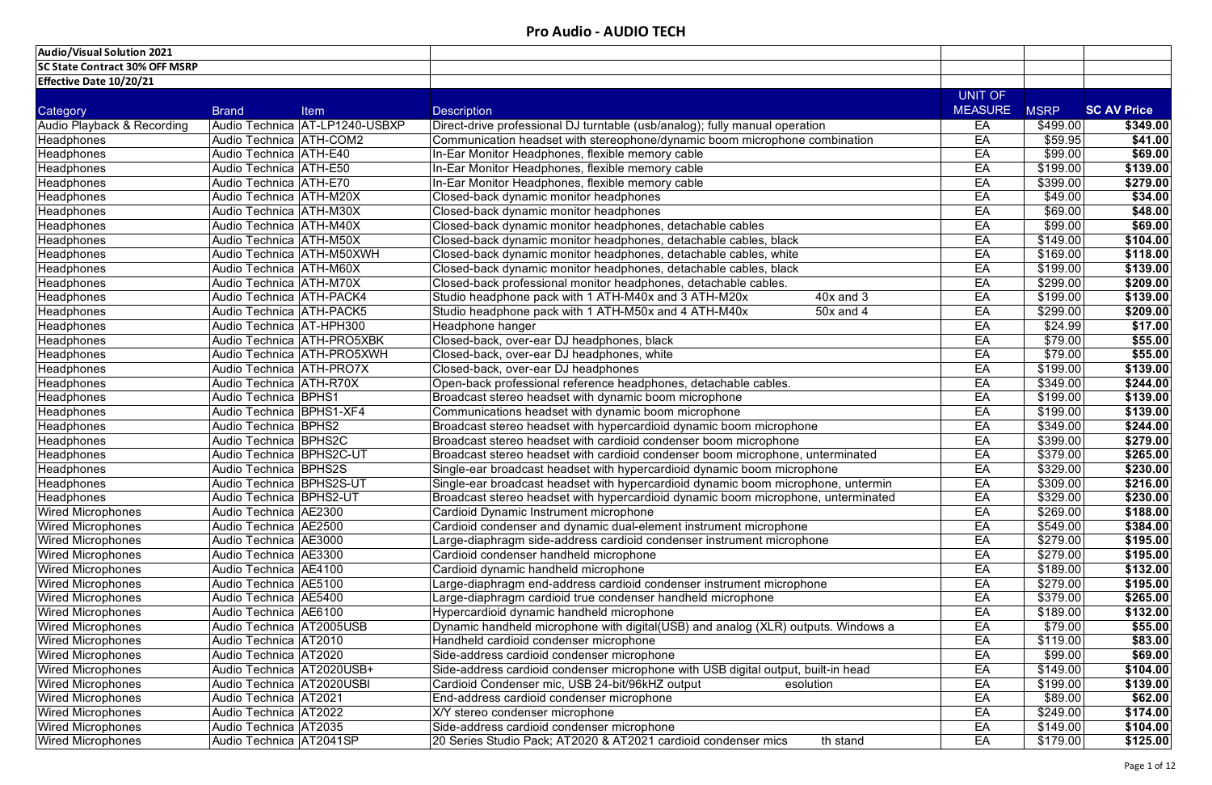# Pro Audio - AUDIO TECH

| Audio/Visual Solution 2021 | | | | | | |
|---|---|---|---|---|---|---|
| SC State Contract 30% OFF MSRP | | | | | | |
| Effective Date 10/20/21 | | | | | | |
| Category | Brand | Item | Description | UNIT OF MEASURE | MSRP | SC AV Price |
| Audio Playback & Recording | Audio Technica | AT-LP1240-USBXP | Direct-drive professional DJ turntable (usb/analog); fully manual operation | EA | $499.00 | $349.00 |
| Headphones | Audio Technica | ATH-COM2 | Communication headset with stereophone/dynamic boom microphone combination | EA | $59.95 | $41.00 |
| Headphones | Audio Technica | ATH-E40 | In-Ear Monitor Headphones, flexible memory cable | EA | $99.00 | $69.00 |
| Headphones | Audio Technica | ATH-E50 | In-Ear Monitor Headphones, flexible memory cable | EA | $199.00 | $139.00 |
| Headphones | Audio Technica | ATH-E70 | In-Ear Monitor Headphones, flexible memory cable | EA | $399.00 | $279.00 |
| Headphones | Audio Technica | ATH-M20X | Closed-back dynamic monitor headphones | EA | $49.00 | $34.00 |
| Headphones | Audio Technica | ATH-M30X | Closed-back dynamic monitor headphones | EA | $69.00 | $48.00 |
| Headphones | Audio Technica | ATH-M40X | Closed-back dynamic monitor headphones, detachable cables | EA | $99.00 | $69.00 |
| Headphones | Audio Technica | ATH-M50X | Closed-back dynamic monitor headphones, detachable cables, black | EA | $149.00 | $104.00 |
| Headphones | Audio Technica | ATH-M50XWH | Closed-back dynamic monitor headphones, detachable cables, white | EA | $169.00 | $118.00 |
| Headphones | Audio Technica | ATH-M60X | Closed-back dynamic monitor headphones, detachable cables, black | EA | $199.00 | $139.00 |
| Headphones | Audio Technica | ATH-M70X | Closed-back professional monitor headphones, detachable cables. | EA | $299.00 | $209.00 |
| Headphones | Audio Technica | ATH-PACK4 | Studio headphone pack with 1 ATH-M40x and 3 ATH-M20x 40x and 3 | EA | $199.00 | $139.00 |
| Headphones | Audio Technica | ATH-PACK5 | Studio headphone pack with 1 ATH-M50x and 4 ATH-M40x 50x and 4 | EA | $299.00 | $209.00 |
| Headphones | Audio Technica | AT-HPH300 | Headphone hanger | EA | $24.99 | $17.00 |
| Headphones | Audio Technica | ATH-PRO5XBK | Closed-back, over-ear DJ headphones, black | EA | $79.00 | $55.00 |
| Headphones | Audio Technica | ATH-PRO5XWH | Closed-back, over-ear DJ headphones, white | EA | $79.00 | $55.00 |
| Headphones | Audio Technica | ATH-PRO7X | Closed-back, over-ear DJ headphones | EA | $199.00 | $139.00 |
| Headphones | Audio Technica | ATH-R70X | Open-back professional reference headphones, detachable cables. | EA | $349.00 | $244.00 |
| Headphones | Audio Technica | BPHS1 | Broadcast stereo headset with dynamic boom microphone | EA | $199.00 | $139.00 |
| Headphones | Audio Technica | BPHS1-XF4 | Communications headset with dynamic boom microphone | EA | $199.00 | $139.00 |
| Headphones | Audio Technica | BPHS2 | Broadcast stereo headset with hypercardioid dynamic boom microphone | EA | $349.00 | $244.00 |
| Headphones | Audio Technica | BPHS2C | Broadcast stereo headset with cardioid condenser boom microphone | EA | $399.00 | $279.00 |
| Headphones | Audio Technica | BPHS2C-UT | Broadcast stereo headset with cardioid condenser boom microphone, unterminated | EA | $379.00 | $265.00 |
| Headphones | Audio Technica | BPHS2S | Single-ear broadcast headset with hypercardioid dynamic boom microphone | EA | $329.00 | $230.00 |
| Headphones | Audio Technica | BPHS2S-UT | Single-ear broadcast headset with hypercardioid dynamic boom microphone, untermin | EA | $309.00 | $216.00 |
| Headphones | Audio Technica | BPHS2-UT | Broadcast stereo headset with hypercardioid dynamic boom microphone, unterminated | EA | $329.00 | $230.00 |
| Wired Microphones | Audio Technica | AE2300 | Cardioid Dynamic Instrument microphone | EA | $269.00 | $188.00 |
| Wired Microphones | Audio Technica | AE2500 | Cardioid condenser and dynamic dual-element instrument microphone | EA | $549.00 | $384.00 |
| Wired Microphones | Audio Technica | AE3000 | Large-diaphragm side-address cardioid condenser instrument microphone | EA | $279.00 | $195.00 |
| Wired Microphones | Audio Technica | AE3300 | Cardioid condenser handheld microphone | EA | $279.00 | $195.00 |
| Wired Microphones | Audio Technica | AE4100 | Cardioid dynamic handheld microphone | EA | $189.00 | $132.00 |
| Wired Microphones | Audio Technica | AE5100 | Large-diaphragm end-address cardioid condenser instrument microphone | EA | $279.00 | $195.00 |
| Wired Microphones | Audio Technica | AE5400 | Large-diaphragm cardioid true condenser handheld microphone | EA | $379.00 | $265.00 |
| Wired Microphones | Audio Technica | AE6100 | Hypercardioid dynamic handheld microphone | EA | $189.00 | $132.00 |
| Wired Microphones | Audio Technica | AT2005USB | Dynamic handheld microphone with digital(USB) and analog (XLR) outputs. Windows a | EA | $79.00 | $55.00 |
| Wired Microphones | Audio Technica | AT2010 | Handheld cardioid condenser microphone | EA | $119.00 | $83.00 |
| Wired Microphones | Audio Technica | AT2020 | Side-address cardioid condenser microphone | EA | $99.00 | $69.00 |
| Wired Microphones | Audio Technica | AT2020USB+ | Side-address cardioid condenser microphone with USB digital output, built-in head | EA | $149.00 | $104.00 |
| Wired Microphones | Audio Technica | AT2020USBI | Cardioid Condenser mic, USB 24-bit/96KHZ output esolution | EA | $199.00 | $139.00 |
| Wired Microphones | Audio Technica | AT2021 | End-address cardioid condenser microphone | EA | $89.00 | $62.00 |
| Wired Microphones | Audio Technica | AT2022 | X/Y stereo condenser microphone | EA | $249.00 | $174.00 |
| Wired Microphones | Audio Technica | AT2035 | Side-address cardioid condenser microphone | EA | $149.00 | $104.00 |
| Wired Microphones | Audio Technica | AT2041SP | 20 Series Studio Pack; AT2020 & AT2021 cardioid condenser mics th stand | EA | $179.00 | $125.00 |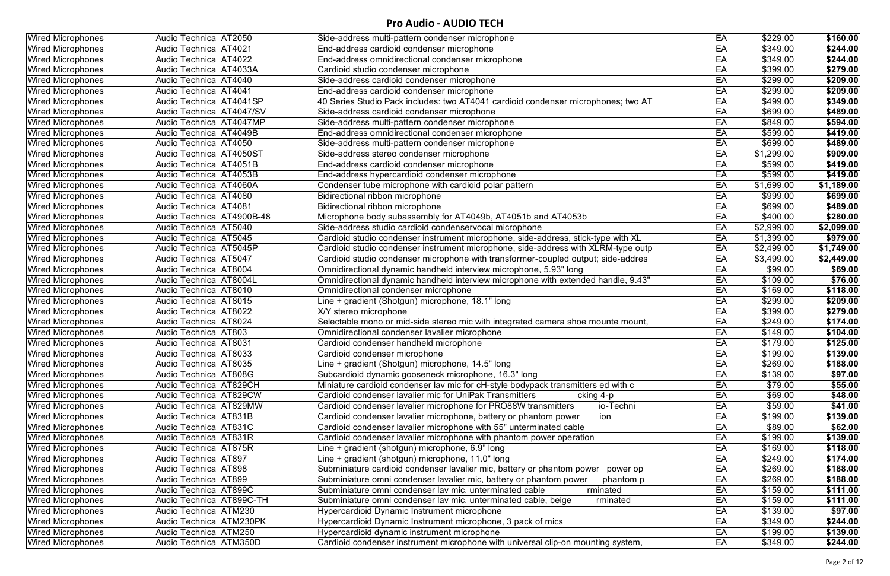## Pro Audio - AUDIO TECH

| | | | | | | |
|---|---|---|---|---|---|---|
| Wired Microphones | Audio Technica | AT2050 | Side-address multi-pattern condenser microphone | EA | $229.00 | **$160.00** |
| Wired Microphones | Audio Technica | AT4021 | End-address cardioid condenser microphone | EA | $349.00 | **$244.00** |
| Wired Microphones | Audio Technica | AT4022 | End-address omnidirectional condenser microphone | EA | $349.00 | **$244.00** |
| Wired Microphones | Audio Technica | AT4033A | Cardioid studio condenser microphone | EA | $399.00 | **$279.00** |
| Wired Microphones | Audio Technica | AT4040 | Side-address cardioid condenser microphone | EA | $299.00 | **$209.00** |
| Wired Microphones | Audio Technica | AT4041 | End-address cardioid condenser microphone | EA | $299.00 | **$209.00** |
| Wired Microphones | Audio Technica | AT4041SP | 40 Series Studio Pack includes: two AT4041 cardioid condenser microphones; two AT | EA | $499.00 | **$349.00** |
| Wired Microphones | Audio Technica | AT4047/SV | Side-address cardioid condenser microphone | EA | $699.00 | **$489.00** |
| Wired Microphones | Audio Technica | AT4047MP | Side-address multi-pattern condenser microphone | EA | $849.00 | **$594.00** |
| Wired Microphones | Audio Technica | AT4049B | End-address omnidirectional condenser microphone | EA | $599.00 | **$419.00** |
| Wired Microphones | Audio Technica | AT4050 | Side-address multi-pattern condenser microphone | EA | $699.00 | **$489.00** |
| Wired Microphones | Audio Technica | AT4050ST | Side-address stereo condenser microphone | EA | $1,299.00 | **$909.00** |
| Wired Microphones | Audio Technica | AT4051B | End-address cardioid condenser microphone | EA | $599.00 | **$419.00** |
| Wired Microphones | Audio Technica | AT4053B | End-address hypercardioid condenser microphone | EA | $599.00 | **$419.00** |
| Wired Microphones | Audio Technica | AT4060A | Condenser tube microphone with cardioid polar pattern | EA | $1,699.00 | **$1,189.00** |
| Wired Microphones | Audio Technica | AT4080 | Bidirectional ribbon microphone | EA | $999.00 | **$699.00** |
| Wired Microphones | Audio Technica | AT4081 | Bidirectional ribbon microphone | EA | $699.00 | **$489.00** |
| Wired Microphones | Audio Technica | AT4900B-48 | Microphone body subassembly for AT4049b, AT4051b and AT4053b | EA | $400.00 | **$280.00** |
| Wired Microphones | Audio Technica | AT5040 | Side-address studio cardioid condenservocal microphone | EA | $2,999.00 | **$2,099.00** |
| Wired Microphones | Audio Technica | AT5045 | Cardioid studio condenser instrument microphone, side-address, stick-type with XL | EA | $1,399.00 | **$979.00** |
| Wired Microphones | Audio Technica | AT5045P | Cardioid studio condenser instrument microphone, side-address with XLRM-type outp | EA | $2,499.00 | **$1,749.00** |
| Wired Microphones | Audio Technica | AT5047 | Cardioid studio condenser microphone with transformer-coupled output; side-addres | EA | $3,499.00 | **$2,449.00** |
| Wired Microphones | Audio Technica | AT8004 | Omnidirectional dynamic handheld interview microphone, 5.93" long | EA | $99.00 | **$69.00** |
| Wired Microphones | Audio Technica | AT8004L | Omnidirectional dynamic handheld interview microphone with extended handle, 9.43" | EA | $109.00 | **$76.00** |
| Wired Microphones | Audio Technica | AT8010 | Omnidirectional condenser microphone | EA | $169.00 | **$118.00** |
| Wired Microphones | Audio Technica | AT8015 | Line + gradient (Shotgun) microphone, 18.1" long | EA | $299.00 | **$209.00** |
| Wired Microphones | Audio Technica | AT8022 | X/Y stereo microphone | EA | $399.00 | **$279.00** |
| Wired Microphones | Audio Technica | AT8024 | Selectable mono or mid-side stereo mic with integrated camera shoe mounte mount, | EA | $249.00 | **$174.00** |
| Wired Microphones | Audio Technica | AT803 | Omnidirectional condenser lavalier microphone | EA | $149.00 | **$104.00** |
| Wired Microphones | Audio Technica | AT8031 | Cardioid condenser handheld microphone | EA | $179.00 | **$125.00** |
| Wired Microphones | Audio Technica | AT8033 | Cardioid condenser microphone | EA | $199.00 | **$139.00** |
| Wired Microphones | Audio Technica | AT8035 | Line + gradient (Shotgun) microphone, 14.5" long | EA | $269.00 | **$188.00** |
| Wired Microphones | Audio Technica | AT808G | Subcardioid dynamic gooseneck microphone, 16.3" long | EA | $139.00 | **$97.00** |
| Wired Microphones | Audio Technica | AT829CH | Miniature cardioid condenser lav mic for cH-style bodypack transmitters ed with c | EA | $79.00 | **$55.00** |
| Wired Microphones | Audio Technica | AT829CW | Cardioid condenser lavalier mic for UniPak Transmitters cking 4-p | EA | $69.00 | **$48.00** |
| Wired Microphones | Audio Technica | AT829MW | Cardioid condenser lavalier microphone for PRO88W transmitters io-Techni | EA | $59.00 | **$41.00** |
| Wired Microphones | Audio Technica | AT831B | Cardioid condenser lavalier microphone, battery or phantom power ion | EA | $199.00 | **$139.00** |
| Wired Microphones | Audio Technica | AT831C | Cardioid condenser lavalier microphone with 55" unterminated cable | EA | $89.00 | **$62.00** |
| Wired Microphones | Audio Technica | AT831R | Cardioid condenser lavalier microphone with phantom power operation | EA | $199.00 | **$139.00** |
| Wired Microphones | Audio Technica | AT875R | Line + gradient (shotgun) microphone, 6.9" long | EA | $169.00 | **$118.00** |
| Wired Microphones | Audio Technica | AT897 | Line + gradient (shotgun) microphone, 11.0" long | EA | $249.00 | **$174.00** |
| Wired Microphones | Audio Technica | AT898 | Subminiature cardioid condenser lavalier mic, battery or phantom power power op | EA | $269.00 | **$188.00** |
| Wired Microphones | Audio Technica | AT899 | Subminiature omni condenser lavalier mic, battery or phantom power phantom p | EA | $269.00 | **$188.00** |
| Wired Microphones | Audio Technica | AT899C | Subminiature omni condenser lav mic, unterminated cable rminated | EA | $159.00 | **$111.00** |
| Wired Microphones | Audio Technica | AT899C-TH | Subminiature omni condenser lav mic, unterminated cable, beige rminated | EA | $159.00 | **$111.00** |
| Wired Microphones | Audio Technica | ATM230 | Hypercardioid Dynamic Instrument microphone | EA | $139.00 | **$97.00** |
| Wired Microphones | Audio Technica | ATM230PK | Hypercardioid Dynamic Instrument microphone, 3 pack of mics | EA | $349.00 | **$244.00** |
| Wired Microphones | Audio Technica | ATM250 | Hypercardioid dynamic instrument microphone | EA | $199.00 | **$139.00** |
| Wired Microphones | Audio Technica | ATM350D | Cardioid condenser instrument microphone with universal clip-on mounting system, | EA | $349.00 | **$244.00** |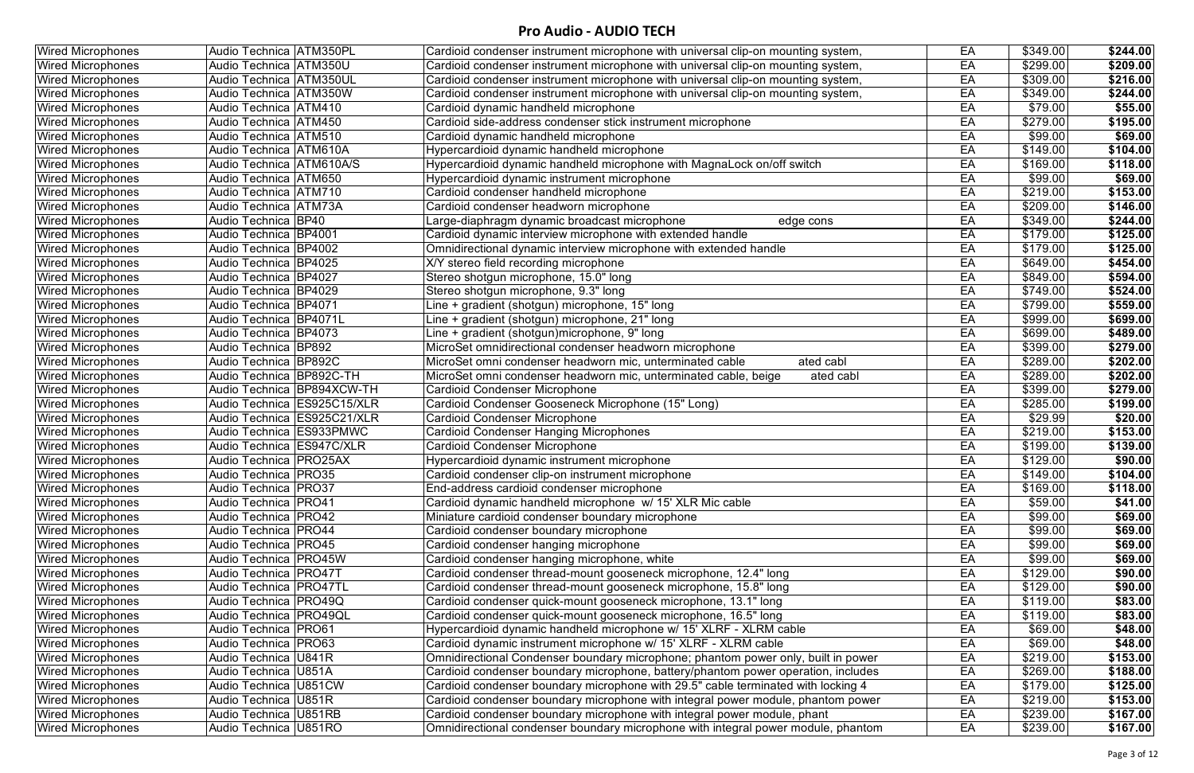## Pro Audio - AUDIO TECH

| | | | | | | |
|---|---|---|---|---|---|---|
| Wired Microphones | Audio Technica | ATM350PL | Cardioid condenser instrument microphone with universal clip-on mounting system, | EA | $349.00 | **$244.00** |
| Wired Microphones | Audio Technica | ATM350U | Cardioid condenser instrument microphone with universal clip-on mounting system, | EA | $299.00 | **$209.00** |
| Wired Microphones | Audio Technica | ATM350UL | Cardioid condenser instrument microphone with universal clip-on mounting system, | EA | $309.00 | **$216.00** |
| Wired Microphones | Audio Technica | ATM350W | Cardioid condenser instrument microphone with universal clip-on mounting system, | EA | $349.00 | **$244.00** |
| Wired Microphones | Audio Technica | ATM410 | Cardioid dynamic handheld microphone | EA | $79.00 | **$55.00** |
| Wired Microphones | Audio Technica | ATM450 | Cardioid side-address condenser stick instrument microphone | EA | $279.00 | **$195.00** |
| Wired Microphones | Audio Technica | ATM510 | Cardioid dynamic handheld microphone | EA | $99.00 | **$69.00** |
| Wired Microphones | Audio Technica | ATM610A | Hypercardioid dynamic handheld microphone | EA | $149.00 | **$104.00** |
| Wired Microphones | Audio Technica | ATM610A/S | Hypercardioid dynamic handheld microphone with MagnaLock on/off switch | EA | $169.00 | **$118.00** |
| Wired Microphones | Audio Technica | ATM650 | Hypercardioid dynamic instrument microphone | EA | $99.00 | **$69.00** |
| Wired Microphones | Audio Technica | ATM710 | Cardioid condenser handheld microphone | EA | $219.00 | **$153.00** |
| Wired Microphones | Audio Technica | ATM73A | Cardioid condenser headworn microphone | EA | $209.00 | **$146.00** |
| Wired Microphones | Audio Technica | BP40 | Large-diaphragm dynamic broadcast microphone edge cons | EA | $349.00 | **$244.00** |
| Wired Microphones | Audio Technica | BP4001 | Cardioid dynamic interview microphone with extended handle | EA | $179.00 | **$125.00** |
| Wired Microphones | Audio Technica | BP4002 | Omnidirectional dynamic interview microphone with extended handle | EA | $179.00 | **$125.00** |
| Wired Microphones | Audio Technica | BP4025 | X/Y stereo field recording microphone | EA | $649.00 | **$454.00** |
| Wired Microphones | Audio Technica | BP4027 | Stereo shotgun microphone, 15.0" long | EA | $849.00 | **$594.00** |
| Wired Microphones | Audio Technica | BP4029 | Stereo shotgun microphone, 9.3" long | EA | $749.00 | **$524.00** |
| Wired Microphones | Audio Technica | BP4071 | Line + gradient (shotgun) microphone, 15" long | EA | $799.00 | **$559.00** |
| Wired Microphones | Audio Technica | BP4071L | Line + gradient (shotgun) microphone, 21" long | EA | $999.00 | **$699.00** |
| Wired Microphones | Audio Technica | BP4073 | Line + gradient (shotgun)microphone, 9" long | EA | $699.00 | **$489.00** |
| Wired Microphones | Audio Technica | BP892 | MicroSet omnidirectional condenser headworn microphone | EA | $399.00 | **$279.00** |
| Wired Microphones | Audio Technica | BP892C | MicroSet omni condenser headworn mic, unterminated cable ated cabl | EA | $289.00 | **$202.00** |
| Wired Microphones | Audio Technica | BP892C-TH | MicroSet omni condenser headworn mic, unterminated cable, beige ated cabl | EA | $289.00 | **$202.00** |
| Wired Microphones | Audio Technica | BP894XCW-TH | Cardioid Condenser Microphone | EA | $399.00 | **$279.00** |
| Wired Microphones | Audio Technica | ES925C15/XLR | Cardioid Condenser Gooseneck Microphone (15" Long) | EA | $285.00 | **$199.00** |
| Wired Microphones | Audio Technica | ES925C21/XLR | Cardioid Condenser Microphone | EA | $29.99 | **$20.00** |
| Wired Microphones | Audio Technica | ES933PMWC | Cardioid Condenser Hanging Microphones | EA | $219.00 | **$153.00** |
| Wired Microphones | Audio Technica | ES947C/XLR | Cardioid Condenser Microphone | EA | $199.00 | **$139.00** |
| Wired Microphones | Audio Technica | PRO25AX | Hypercardioid dynamic instrument microphone | EA | $129.00 | **$90.00** |
| Wired Microphones | Audio Technica | PRO35 | Cardioid condenser clip-on instrument microphone | EA | $149.00 | **$104.00** |
| Wired Microphones | Audio Technica | PRO37 | End-address cardioid condenser microphone | EA | $169.00 | **$118.00** |
| Wired Microphones | Audio Technica | PRO41 | Cardioid dynamic handheld microphone w/ 15' XLR Mic cable | EA | $59.00 | **$41.00** |
| Wired Microphones | Audio Technica | PRO42 | Miniature cardioid condenser boundary microphone | EA | $99.00 | **$69.00** |
| Wired Microphones | Audio Technica | PRO44 | Cardioid condenser boundary microphone | EA | $99.00 | **$69.00** |
| Wired Microphones | Audio Technica | PRO45 | Cardioid condenser hanging microphone | EA | $99.00 | **$69.00** |
| Wired Microphones | Audio Technica | PRO45W | Cardioid condenser hanging microphone, white | EA | $99.00 | **$69.00** |
| Wired Microphones | Audio Technica | PRO47T | Cardioid condenser thread-mount gooseneck microphone, 12.4" long | EA | $129.00 | **$90.00** |
| Wired Microphones | Audio Technica | PRO47TL | Cardioid condenser thread-mount gooseneck microphone, 15.8" long | EA | $129.00 | **$90.00** |
| Wired Microphones | Audio Technica | PRO49Q | Cardioid condenser quick-mount gooseneck microphone, 13.1" long | EA | $119.00 | **$83.00** |
| Wired Microphones | Audio Technica | PRO49QL | Cardioid condenser quick-mount gooseneck microphone, 16.5" long | EA | $119.00 | **$83.00** |
| Wired Microphones | Audio Technica | PRO61 | Hypercardioid dynamic handheld microphone w/ 15' XLRF - XLRM cable | EA | $69.00 | **$48.00** |
| Wired Microphones | Audio Technica | PRO63 | Cardioid dynamic instrument microphone w/ 15' XLRF - XLRM cable | EA | $69.00 | **$48.00** |
| Wired Microphones | Audio Technica | U841R | Omnidirectional Condenser boundary microphone; phantom power only, built in power | EA | $219.00 | **$153.00** |
| Wired Microphones | Audio Technica | U851A | Cardioid condenser boundary microphone, battery/phantom power operation, includes | EA | $269.00 | **$188.00** |
| Wired Microphones | Audio Technica | U851CW | Cardioid condenser boundary microphone with 29.5" cable terminated with locking 4 | EA | $179.00 | **$125.00** |
| Wired Microphones | Audio Technica | U851R | Cardioid condenser boundary microphone with integral power module, phantom power | EA | $219.00 | **$153.00** |
| Wired Microphones | Audio Technica | U851RB | Cardioid condenser boundary microphone with integral power module, phant | EA | $239.00 | **$167.00** |
| Wired Microphones | Audio Technica | U851RO | Omnidirectional condenser boundary microphone with integral power module, phantom | EA | $239.00 | **$167.00** |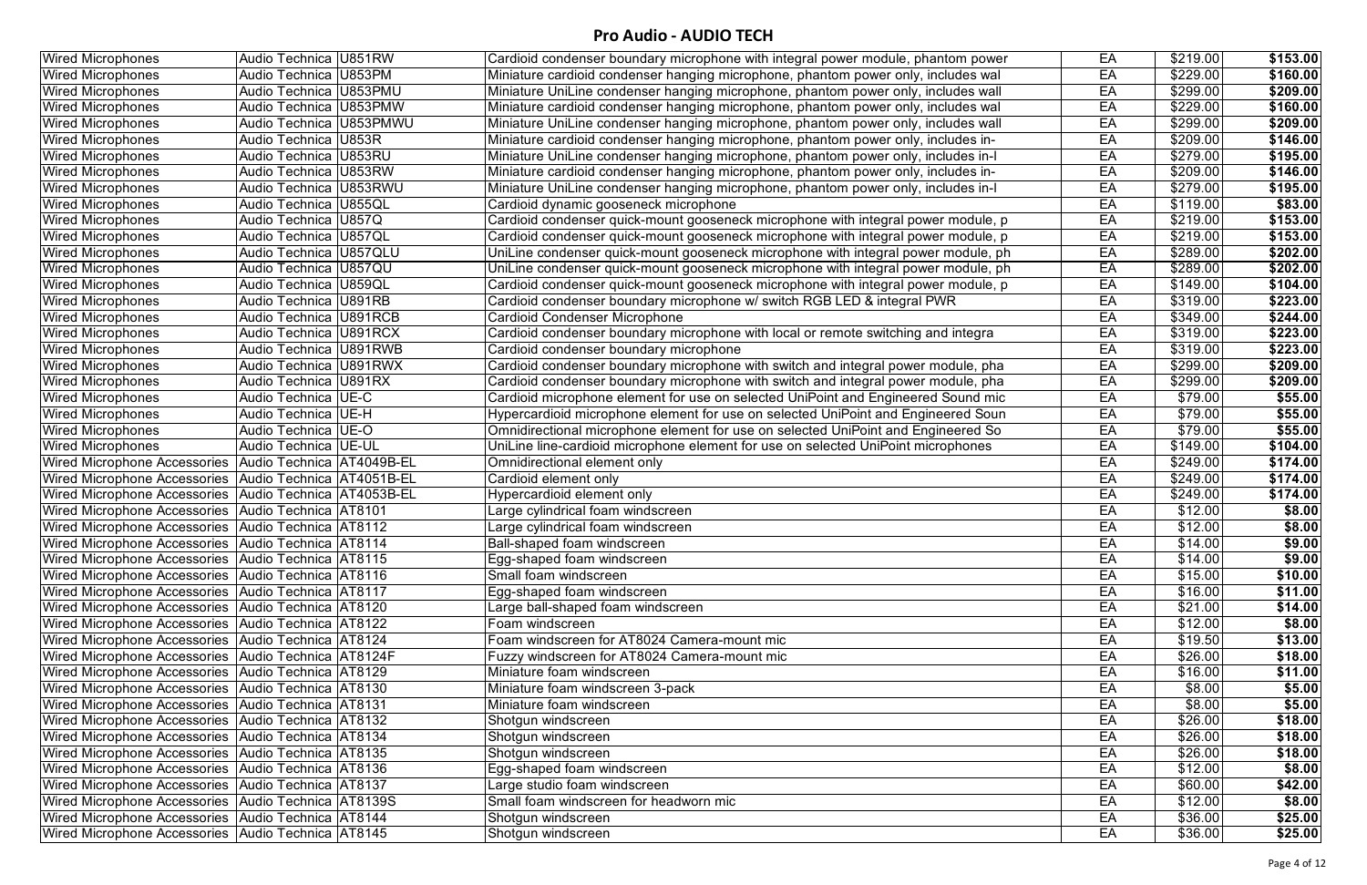## Pro Audio - AUDIO TECH

| | | | | | | |
|---|---|---|---|---|---|---|
| Wired Microphones | Audio Technica | U851RW | Cardioid condenser boundary microphone with integral power module, phantom power | EA | $219.00 | **$153.00** |
| Wired Microphones | Audio Technica | U853PM | Miniature cardioid condenser hanging microphone, phantom power only, includes wal | EA | $229.00 | **$160.00** |
| Wired Microphones | Audio Technica | U853PMU | Miniature UniLine condenser hanging microphone, phantom power only, includes wall | EA | $299.00 | **$209.00** |
| Wired Microphones | Audio Technica | U853PMW | Miniature cardioid condenser hanging microphone, phantom power only, includes wal | EA | $229.00 | **$160.00** |
| Wired Microphones | Audio Technica | U853PMWU | Miniature UniLine condenser hanging microphone, phantom power only, includes wall | EA | $299.00 | **$209.00** |
| Wired Microphones | Audio Technica | U853R | Miniature cardioid condenser hanging microphone, phantom power only, includes in- | EA | $209.00 | **$146.00** |
| Wired Microphones | Audio Technica | U853RU | Miniature UniLine condenser hanging microphone, phantom power only, includes in-l | EA | $279.00 | **$195.00** |
| Wired Microphones | Audio Technica | U853RW | Miniature cardioid condenser hanging microphone, phantom power only, includes in- | EA | $209.00 | **$146.00** |
| Wired Microphones | Audio Technica | U853RWU | Miniature UniLine condenser hanging microphone, phantom power only, includes in-l | EA | $279.00 | **$195.00** |
| Wired Microphones | Audio Technica | U855QL | Cardioid dynamic gooseneck microphone | EA | $119.00 | **$83.00** |
| Wired Microphones | Audio Technica | U857Q | Cardioid condenser quick-mount gooseneck microphone with integral power module, p | EA | $219.00 | **$153.00** |
| Wired Microphones | Audio Technica | U857QL | Cardioid condenser quick-mount gooseneck microphone with integral power module, p | EA | $219.00 | **$153.00** |
| Wired Microphones | Audio Technica | U857QLU | UniLine condenser quick-mount gooseneck microphone with integral power module, ph | EA | $289.00 | **$202.00** |
| Wired Microphones | Audio Technica | U857QU | UniLine condenser quick-mount gooseneck microphone with integral power module, ph | EA | $289.00 | **$202.00** |
| Wired Microphones | Audio Technica | U859QL | Cardioid condenser quick-mount gooseneck microphone with integral power module, p | EA | $149.00 | **$104.00** |
| Wired Microphones | Audio Technica | U891RB | Cardioid condenser boundary microphone w/ switch RGB LED & integral PWR | EA | $319.00 | **$223.00** |
| Wired Microphones | Audio Technica | U891RCB | Cardioid Condenser Microphone | EA | $349.00 | **$244.00** |
| Wired Microphones | Audio Technica | U891RCX | Cardioid condenser boundary microphone with local or remote switching and integra | EA | $319.00 | **$223.00** |
| Wired Microphones | Audio Technica | U891RWB | Cardioid condenser boundary microphone | EA | $319.00 | **$223.00** |
| Wired Microphones | Audio Technica | U891RWX | Cardioid condenser boundary microphone with switch and integral power module, pha | EA | $299.00 | **$209.00** |
| Wired Microphones | Audio Technica | U891RX | Cardioid condenser boundary microphone with switch and integral power module, pha | EA | $299.00 | **$209.00** |
| Wired Microphones | Audio Technica | UE-C | Cardioid microphone element for use on selected UniPoint and Engineered Sound mic | EA | $79.00 | **$55.00** |
| Wired Microphones | Audio Technica | UE-H | Hypercardioid microphone element for use on selected UniPoint and Engineered Soun | EA | $79.00 | **$55.00** |
| Wired Microphones | Audio Technica | UE-O | Omnidirectional microphone element for use on selected UniPoint and Engineered So | EA | $79.00 | **$55.00** |
| Wired Microphones | Audio Technica | UE-UL | UniLine line-cardioid microphone element for use on selected UniPoint microphones | EA | $149.00 | **$104.00** |
| Wired Microphone Accessories | Audio Technica | AT4049B-EL | Omnidirectional element only | EA | $249.00 | **$174.00** |
| Wired Microphone Accessories | Audio Technica | AT4051B-EL | Cardioid element only | EA | $249.00 | **$174.00** |
| Wired Microphone Accessories | Audio Technica | AT4053B-EL | Hypercardioid element only | EA | $249.00 | **$174.00** |
| Wired Microphone Accessories | Audio Technica | AT8101 | Large cylindrical foam windscreen | EA | $12.00 | **$8.00** |
| Wired Microphone Accessories | Audio Technica | AT8112 | Large cylindrical foam windscreen | EA | $12.00 | **$8.00** |
| Wired Microphone Accessories | Audio Technica | AT8114 | Ball-shaped foam windscreen | EA | $14.00 | **$9.00** |
| Wired Microphone Accessories | Audio Technica | AT8115 | Egg-shaped foam windscreen | EA | $14.00 | **$9.00** |
| Wired Microphone Accessories | Audio Technica | AT8116 | Small foam windscreen | EA | $15.00 | **$10.00** |
| Wired Microphone Accessories | Audio Technica | AT8117 | Egg-shaped foam windscreen | EA | $16.00 | **$11.00** |
| Wired Microphone Accessories | Audio Technica | AT8120 | Large ball-shaped foam windscreen | EA | $21.00 | **$14.00** |
| Wired Microphone Accessories | Audio Technica | AT8122 | Foam windscreen | EA | $12.00 | **$8.00** |
| Wired Microphone Accessories | Audio Technica | AT8124 | Foam windscreen for AT8024 Camera-mount mic | EA | $19.50 | **$13.00** |
| Wired Microphone Accessories | Audio Technica | AT8124F | Fuzzy windscreen for AT8024 Camera-mount mic | EA | $26.00 | **$18.00** |
| Wired Microphone Accessories | Audio Technica | AT8129 | Miniature foam windscreen | EA | $16.00 | **$11.00** |
| Wired Microphone Accessories | Audio Technica | AT8130 | Miniature foam windscreen 3-pack | EA | $8.00 | **$5.00** |
| Wired Microphone Accessories | Audio Technica | AT8131 | Miniature foam windscreen | EA | $8.00 | **$5.00** |
| Wired Microphone Accessories | Audio Technica | AT8132 | Shotgun windscreen | EA | $26.00 | **$18.00** |
| Wired Microphone Accessories | Audio Technica | AT8134 | Shotgun windscreen | EA | $26.00 | **$18.00** |
| Wired Microphone Accessories | Audio Technica | AT8135 | Shotgun windscreen | EA | $26.00 | **$18.00** |
| Wired Microphone Accessories | Audio Technica | AT8136 | Egg-shaped foam windscreen | EA | $12.00 | **$8.00** |
| Wired Microphone Accessories | Audio Technica | AT8137 | Large studio foam windscreen | EA | $60.00 | **$42.00** |
| Wired Microphone Accessories | Audio Technica | AT8139S | Small foam windscreen for headworn mic | EA | $12.00 | **$8.00** |
| Wired Microphone Accessories | Audio Technica | AT8144 | Shotgun windscreen | EA | $36.00 | **$25.00** |
| Wired Microphone Accessories | Audio Technica | AT8145 | Shotgun windscreen | EA | $36.00 | **$25.00** |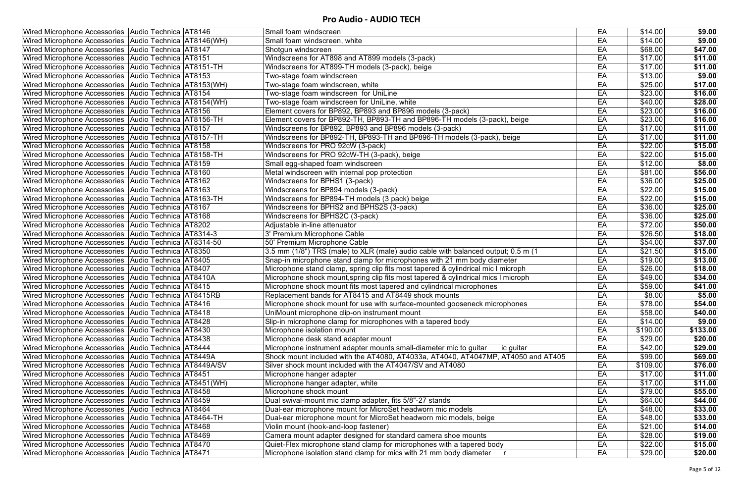## Pro Audio - AUDIO TECH

| | | | | | | |
|---|---|---|---|---|---|---|
| Wired Microphone Accessories | Audio Technica | AT8146 | Small foam windscreen | EA | $14.00 | **$9.00** |
| Wired Microphone Accessories | Audio Technica | AT8146(WH) | Small foam windscreen, white | EA | $14.00 | **$9.00** |
| Wired Microphone Accessories | Audio Technica | AT8147 | Shotgun windscreen | EA | $68.00 | **$47.00** |
| Wired Microphone Accessories | Audio Technica | AT8151 | Windscreens for AT898 and AT899 models (3-pack) | EA | $17.00 | **$11.00** |
| Wired Microphone Accessories | Audio Technica | AT8151-TH | Windscreens for AT899-TH models (3-pack), beige | EA | $17.00 | **$11.00** |
| Wired Microphone Accessories | Audio Technica | AT8153 | Two-stage foam windscreen | EA | $13.00 | **$9.00** |
| Wired Microphone Accessories | Audio Technica | AT8153(WH) | Two-stage foam windscreen, white | EA | $25.00 | **$17.00** |
| Wired Microphone Accessories | Audio Technica | AT8154 | Two-stage foam windscreen for UniLine | EA | $23.00 | **$16.00** |
| Wired Microphone Accessories | Audio Technica | AT8154(WH) | Two-stage foam windscreen for UniLine, white | EA | $40.00 | **$28.00** |
| Wired Microphone Accessories | Audio Technica | AT8156 | Element covers for BP892, BP893 and BP896 models (3-pack) | EA | $23.00 | **$16.00** |
| Wired Microphone Accessories | Audio Technica | AT8156-TH | Element covers for BP892-TH, BP893-TH and BP896-TH models (3-pack), beige | EA | $23.00 | **$16.00** |
| Wired Microphone Accessories | Audio Technica | AT8157 | Windscreens for BP892, BP893 and BP896 models (3-pack) | EA | $17.00 | **$11.00** |
| Wired Microphone Accessories | Audio Technica | AT8157-TH | Windscreens for BP892-TH, BP893-TH and BP896-TH models (3-pack), beige | EA | $17.00 | **$11.00** |
| Wired Microphone Accessories | Audio Technica | AT8158 | Windscreens for PRO 92cW (3-pack) | EA | $22.00 | **$15.00** |
| Wired Microphone Accessories | Audio Technica | AT8158-TH | Windscreens for PRO 92cW-TH (3-pack), beige | EA | $22.00 | **$15.00** |
| Wired Microphone Accessories | Audio Technica | AT8159 | Small egg-shaped foam windscreen | EA | $12.00 | **$8.00** |
| Wired Microphone Accessories | Audio Technica | AT8160 | Metal windscreen with internal pop protection | EA | $81.00 | **$56.00** |
| Wired Microphone Accessories | Audio Technica | AT8162 | Windscreens for BPHS1 (3-pack) | EA | $36.00 | **$25.00** |
| Wired Microphone Accessories | Audio Technica | AT8163 | Windscreens for BP894 models (3-pack) | EA | $22.00 | **$15.00** |
| Wired Microphone Accessories | Audio Technica | AT8163-TH | Windscreens for BP894-TH models (3 pack) beige | EA | $22.00 | **$15.00** |
| Wired Microphone Accessories | Audio Technica | AT8167 | Windscreens for BPHS2 and BPHS2S (3-pack) | EA | $36.00 | **$25.00** |
| Wired Microphone Accessories | Audio Technica | AT8168 | Windscreens for BPHS2C (3-pack) | EA | $36.00 | **$25.00** |
| Wired Microphone Accessories | Audio Technica | AT8202 | Adjustable in-line attenuator | EA | $72.00 | **$50.00** |
| Wired Microphone Accessories | Audio Technica | AT8314-3 | 3' Premium Microphone Cable | EA | $26.50 | **$18.00** |
| Wired Microphone Accessories | Audio Technica | AT8314-50 | 50' Premium Microphone Cable | EA | $54.00 | **$37.00** |
| Wired Microphone Accessories | Audio Technica | AT8350 | 3.5 mm (1/8") TRS (male) to XLR (male) audio cable with balanced output; 0.5 m (1 | EA | $21.50 | **$15.00** |
| Wired Microphone Accessories | Audio Technica | AT8405 | Snap-in microphone stand clamp for microphones with 21 mm body diameter | EA | $19.00 | **$13.00** |
| Wired Microphone Accessories | Audio Technica | AT8407 | Microphone stand clamp, spring clip fits most tapered & cylindrical mic l microph | EA | $26.00 | **$18.00** |
| Wired Microphone Accessories | Audio Technica | AT8410A | Microphone shock mount,spring clip fits most tapered & cylindrical mics l microph | EA | $49.00 | **$34.00** |
| Wired Microphone Accessories | Audio Technica | AT8415 | Microphone shock mount fits most tapered and cylindrical microphones | EA | $59.00 | **$41.00** |
| Wired Microphone Accessories | Audio Technica | AT8415RB | Replacement bands for AT8415 and AT8449 shock mounts | EA | $8.00 | **$5.00** |
| Wired Microphone Accessories | Audio Technica | AT8416 | Microphone shock mount for use with surface-mounted gooseneck microphones | EA | $78.00 | **$54.00** |
| Wired Microphone Accessories | Audio Technica | AT8418 | UniMount microphone clip-on instrument mount | EA | $58.00 | **$40.00** |
| Wired Microphone Accessories | Audio Technica | AT8428 | Slip-in microphone clamp for microphones with a tapered body | EA | $14.00 | **$9.00** |
| Wired Microphone Accessories | Audio Technica | AT8430 | Microphone isolation mount | EA | $190.00 | **$133.00** |
| Wired Microphone Accessories | Audio Technica | AT8438 | Microphone desk stand adapter mount | EA | $29.00 | **$20.00** |
| Wired Microphone Accessories | Audio Technica | AT8444 | Microphone instrument adapter mounts small-diameter mic to guitar ic guitar | EA | $42.00 | **$29.00** |
| Wired Microphone Accessories | Audio Technica | AT8449A | Shock mount included with the AT4080, AT4033a, AT4040, AT4047MP, AT4050 and AT405 | EA | $99.00 | **$69.00** |
| Wired Microphone Accessories | Audio Technica | AT8449A/SV | Silver shock mount included with the AT4047/SV and AT4080 | EA | $109.00 | **$76.00** |
| Wired Microphone Accessories | Audio Technica | AT8451 | Microphone hanger adapter | EA | $17.00 | **$11.00** |
| Wired Microphone Accessories | Audio Technica | AT8451(WH) | Microphone hanger adapter, white | EA | $17.00 | **$11.00** |
| Wired Microphone Accessories | Audio Technica | AT8458 | Microphone shock mount | EA | $79.00 | **$55.00** |
| Wired Microphone Accessories | Audio Technica | AT8459 | Dual swival-mount mic clamp adapter, fits 5/8"-27 stands | EA | $64.00 | **$44.00** |
| Wired Microphone Accessories | Audio Technica | AT8464 | Dual-ear microphone mount for MicroSet headworn mic models | EA | $48.00 | **$33.00** |
| Wired Microphone Accessories | Audio Technica | AT8464-TH | Dual-ear microphone mount for MicroSet headworn mic models, beige | EA | $48.00 | **$33.00** |
| Wired Microphone Accessories | Audio Technica | AT8468 | Violin mount (hook-and-loop fastener) | EA | $21.00 | **$14.00** |
| Wired Microphone Accessories | Audio Technica | AT8469 | Camera mount adapter designed for standard camera shoe mounts | EA | $28.00 | **$19.00** |
| Wired Microphone Accessories | Audio Technica | AT8470 | Quiet-Flex microphone stand clamp for microphones with a tapered body | EA | $22.00 | **$15.00** |
| Wired Microphone Accessories | Audio Technica | AT8471 | Microphone isolation stand clamp for mics with 21 mm body diameter r | EA | $29.00 | **$20.00** |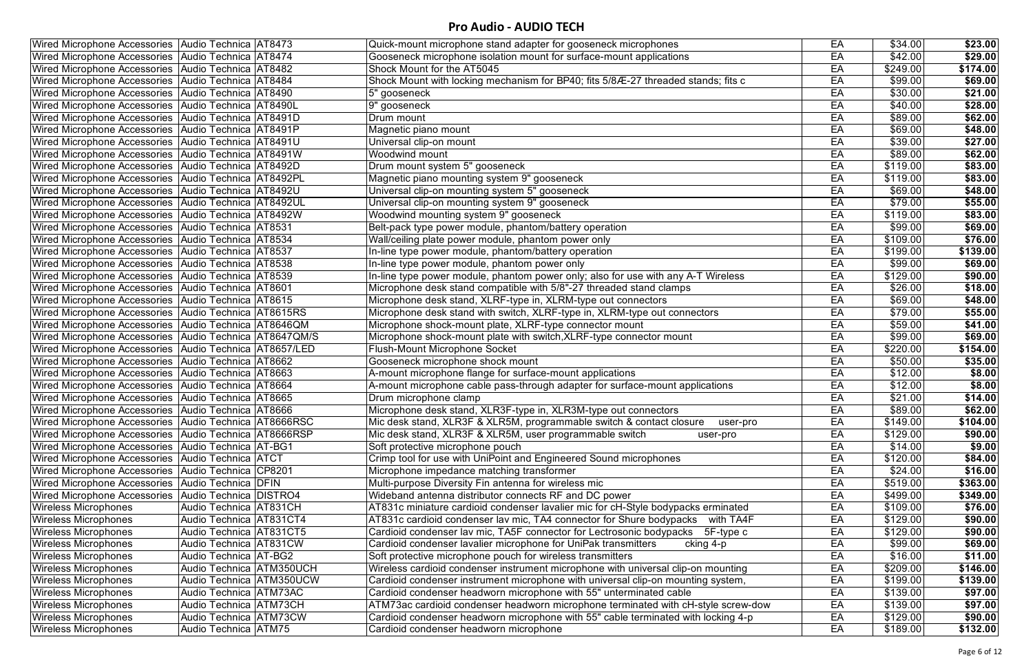## Pro Audio - AUDIO TECH

| Category | Manufacturer | Model | Description | Unit | List | Price |
|---|---|---|---|---|---|---|
| Wired Microphone Accessories | Audio Technica | AT8473 | Quick-mount microphone stand adapter for gooseneck microphones | EA | $34.00 | **$23.00** |
| Wired Microphone Accessories | Audio Technica | AT8474 | Gooseneck microphone isolation mount for surface-mount applications | EA | $42.00 | **$29.00** |
| Wired Microphone Accessories | Audio Technica | AT8482 | Shock Mount for the AT5045 | EA | $249.00 | **$174.00** |
| Wired Microphone Accessories | Audio Technica | AT8484 | Shock Mount with locking mechanism for BP40; fits 5/8Æ-27 threaded stands; fits c | EA | $99.00 | **$69.00** |
| Wired Microphone Accessories | Audio Technica | AT8490 | 5" gooseneck | EA | $30.00 | **$21.00** |
| Wired Microphone Accessories | Audio Technica | AT8490L | 9" gooseneck | EA | $40.00 | **$28.00** |
| Wired Microphone Accessories | Audio Technica | AT8491D | Drum mount | EA | $89.00 | **$62.00** |
| Wired Microphone Accessories | Audio Technica | AT8491P | Magnetic piano mount | EA | $69.00 | **$48.00** |
| Wired Microphone Accessories | Audio Technica | AT8491U | Universal clip-on mount | EA | $39.00 | **$27.00** |
| Wired Microphone Accessories | Audio Technica | AT8491W | Woodwind mount | EA | $89.00 | **$62.00** |
| Wired Microphone Accessories | Audio Technica | AT8492D | Drum mount system 5" gooseneck | EA | $119.00 | **$83.00** |
| Wired Microphone Accessories | Audio Technica | AT8492PL | Magnetic piano mounting system 9" gooseneck | EA | $119.00 | **$83.00** |
| Wired Microphone Accessories | Audio Technica | AT8492U | Universal clip-on mounting system 5" gooseneck | EA | $69.00 | **$48.00** |
| Wired Microphone Accessories | Audio Technica | AT8492UL | Universal clip-on mounting system 9" gooseneck | EA | $79.00 | **$55.00** |
| Wired Microphone Accessories | Audio Technica | AT8492W | Woodwind mounting system 9" gooseneck | EA | $119.00 | **$83.00** |
| Wired Microphone Accessories | Audio Technica | AT8531 | Belt-pack type power module, phantom/battery operation | EA | $99.00 | **$69.00** |
| Wired Microphone Accessories | Audio Technica | AT8534 | Wall/ceiling plate power module, phantom power only | EA | $109.00 | **$76.00** |
| Wired Microphone Accessories | Audio Technica | AT8537 | In-line type power module, phantom/battery operation | EA | $199.00 | **$139.00** |
| Wired Microphone Accessories | Audio Technica | AT8538 | In-line type power module, phantom power only | EA | $99.00 | **$69.00** |
| Wired Microphone Accessories | Audio Technica | AT8539 | In-line type power module, phantom power only; also for use with any A-T Wireless | EA | $129.00 | **$90.00** |
| Wired Microphone Accessories | Audio Technica | AT8601 | Microphone desk stand compatible with 5/8"-27 threaded stand clamps | EA | $26.00 | **$18.00** |
| Wired Microphone Accessories | Audio Technica | AT8615 | Microphone desk stand, XLRF-type in, XLRM-type out connectors | EA | $69.00 | **$48.00** |
| Wired Microphone Accessories | Audio Technica | AT8615RS | Microphone desk stand with switch, XLRF-type in, XLRM-type out connectors | EA | $79.00 | **$55.00** |
| Wired Microphone Accessories | Audio Technica | AT8646QM | Microphone shock-mount plate, XLRF-type connector mount | EA | $59.00 | **$41.00** |
| Wired Microphone Accessories | Audio Technica | AT8647QM/S | Microphone shock-mount plate with switch,XLRF-type connector mount | EA | $99.00 | **$69.00** |
| Wired Microphone Accessories | Audio Technica | AT8657/LED | Flush-Mount Microphone Socket | EA | $220.00 | **$154.00** |
| Wired Microphone Accessories | Audio Technica | AT8662 | Gooseneck microphone shock mount | EA | $50.00 | **$35.00** |
| Wired Microphone Accessories | Audio Technica | AT8663 | A-mount microphone flange for surface-mount applications | EA | $12.00 | **$8.00** |
| Wired Microphone Accessories | Audio Technica | AT8664 | A-mount microphone cable pass-through adapter for surface-mount applications | EA | $12.00 | **$8.00** |
| Wired Microphone Accessories | Audio Technica | AT8665 | Drum microphone clamp | EA | $21.00 | **$14.00** |
| Wired Microphone Accessories | Audio Technica | AT8666 | Microphone desk stand, XLR3F-type in, XLR3M-type out connectors | EA | $89.00 | **$62.00** |
| Wired Microphone Accessories | Audio Technica | AT8666RSC | Mic desk stand, XLR3F & XLR5M, programmable switch & contact closure user-pro | EA | $149.00 | **$104.00** |
| Wired Microphone Accessories | Audio Technica | AT8666RSP | Mic desk stand, XLR3F & XLR5M, user programmable switch user-pro | EA | $129.00 | **$90.00** |
| Wired Microphone Accessories | Audio Technica | AT-BG1 | Soft protective microphone pouch | EA | $14.00 | **$9.00** |
| Wired Microphone Accessories | Audio Technica | ATCT | Crimp tool for use with UniPoint and Engineered Sound microphones | EA | $120.00 | **$84.00** |
| Wired Microphone Accessories | Audio Technica | CP8201 | Microphone impedance matching transformer | EA | $24.00 | **$16.00** |
| Wired Microphone Accessories | Audio Technica | DFIN | Multi-purpose Diversity Fin antenna for wireless mic | EA | $519.00 | **$363.00** |
| Wired Microphone Accessories | Audio Technica | DISTRO4 | Wideband antenna distributor connects RF and DC power | EA | $499.00 | **$349.00** |
| Wireless Microphones | Audio Technica | AT831CH | AT831c miniature cardioid condenser lavalier mic for cH-Style bodypacks erminated | EA | $109.00 | **$76.00** |
| Wireless Microphones | Audio Technica | AT831CT4 | AT831c cardioid condenser lav mic, TA4 connector for Shure bodypacks with TA4F | EA | $129.00 | **$90.00** |
| Wireless Microphones | Audio Technica | AT831CT5 | Cardioid condenser lav mic, TA5F connector for Lectrosonic bodypacks 5F-type c | EA | $129.00 | **$90.00** |
| Wireless Microphones | Audio Technica | AT831CW | Cardioid condenser lavalier microphone for UniPak transmitters cking 4-p | EA | $99.00 | **$69.00** |
| Wireless Microphones | Audio Technica | AT-BG2 | Soft protective microphone pouch for wireless transmitters | EA | $16.00 | **$11.00** |
| Wireless Microphones | Audio Technica | ATM350UCH | Wireless cardioid condenser instrument microphone with universal clip-on mounting | EA | $209.00 | **$146.00** |
| Wireless Microphones | Audio Technica | ATM350UCW | Cardioid condenser instrument microphone with universal clip-on mounting system, | EA | $199.00 | **$139.00** |
| Wireless Microphones | Audio Technica | ATM73AC | Cardioid condenser headworn microphone with 55" unterminated cable | EA | $139.00 | **$97.00** |
| Wireless Microphones | Audio Technica | ATM73CH | ATM73ac cardioid condenser headworn microphone terminated with cH-style screw-dow | EA | $139.00 | **$97.00** |
| Wireless Microphones | Audio Technica | ATM73CW | Cardioid condenser headworn microphone with 55" cable terminated with locking 4-p | EA | $129.00 | **$90.00** |
| Wireless Microphones | Audio Technica | ATM75 | Cardioid condenser headworn microphone | EA | $189.00 | **$132.00** |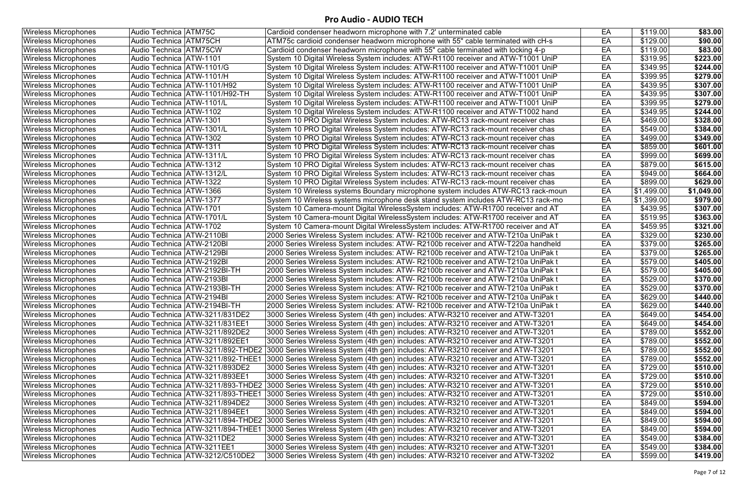## Pro Audio - AUDIO TECH

| | | | | | | |
|---|---|---|---|---|---|---|
| Wireless Microphones | Audio Technica | ATM75C | Cardioid condenser headworn microphone with 7.2' unterminated cable | EA | $119.00 | **$83.00** |
| Wireless Microphones | Audio Technica | ATM75CH | ATM75c cardioid condenser headworn microphone with 55" cable terminated with cH-s | EA | $129.00 | **$90.00** |
| Wireless Microphones | Audio Technica | ATM75CW | Cardioid condenser headworn microphone with 55" cable terminated with locking 4-p | EA | $119.00 | **$83.00** |
| Wireless Microphones | Audio Technica | ATW-1101 | System 10 Digital Wireless System includes: ATW-R1100 receiver and ATW-T1001 UniP | EA | $319.95 | **$223.00** |
| Wireless Microphones | Audio Technica | ATW-1101/G | System 10 Digital Wireless System includes: ATW-R1100 receiver and ATW-T1001 UniP | EA | $349.95 | **$244.00** |
| Wireless Microphones | Audio Technica | ATW-1101/H | System 10 Digital Wireless System includes: ATW-R1100 receiver and ATW-T1001 UniP | EA | $399.95 | **$279.00** |
| Wireless Microphones | Audio Technica | ATW-1101/H92 | System 10 Digital Wireless System includes: ATW-R1100 receiver and ATW-T1001 UniP | EA | $439.95 | **$307.00** |
| Wireless Microphones | Audio Technica | ATW-1101/H92-TH | System 10 Digital Wireless System includes: ATW-R1100 receiver and ATW-T1001 UniP | EA | $439.95 | **$307.00** |
| Wireless Microphones | Audio Technica | ATW-1101/L | System 10 Digital Wireless System includes: ATW-R1100 receiver and ATW-T1001 UniP | EA | $399.95 | **$279.00** |
| Wireless Microphones | Audio Technica | ATW-1102 | System 10 Digital Wireless System includes: ATW-R1100 receiver and ATW-T1002 hand | EA | $349.95 | **$244.00** |
| Wireless Microphones | Audio Technica | ATW-1301 | System 10 PRO Digital Wireless System includes: ATW-RC13 rack-mount receiver chas | EA | $469.00 | **$328.00** |
| Wireless Microphones | Audio Technica | ATW-1301/L | System 10 PRO Digital Wireless System includes: ATW-RC13 rack-mount receiver chas | EA | $549.00 | **$384.00** |
| Wireless Microphones | Audio Technica | ATW-1302 | System 10 PRO Digital Wireless System includes: ATW-RC13 rack-mount receiver chas | EA | $499.00 | **$349.00** |
| Wireless Microphones | Audio Technica | ATW-1311 | System 10 PRO Digital Wireless System includes: ATW-RC13 rack-mount receiver chas | EA | $859.00 | **$601.00** |
| Wireless Microphones | Audio Technica | ATW-1311/L | System 10 PRO Digital Wireless System includes: ATW-RC13 rack-mount receiver chas | EA | $999.00 | **$699.00** |
| Wireless Microphones | Audio Technica | ATW-1312 | System 10 PRO Digital Wireless System includes: ATW-RC13 rack-mount receiver chas | EA | $879.00 | **$615.00** |
| Wireless Microphones | Audio Technica | ATW-1312/L | System 10 PRO Digital Wireless System includes: ATW-RC13 rack-mount receiver chas | EA | $949.00 | **$664.00** |
| Wireless Microphones | Audio Technica | ATW-1322 | System 10 PRO Digital Wireless System includes: ATW-RC13 rack-mount receiver chas | EA | $899.00 | **$629.00** |
| Wireless Microphones | Audio Technica | ATW-1366 | System 10 Wireless systems Boundary microphone system includes ATW-RC13 rack-moun | EA | $1,499.00 | **$1,049.00** |
| Wireless Microphones | Audio Technica | ATW-1377 | System 10 Wireless systems microphone desk stand system includes ATW-RC13 rack-mo | EA | $1,399.00 | **$979.00** |
| Wireless Microphones | Audio Technica | ATW-1701 | System 10 Camera-mount Digital WirelessSystem includes: ATW-R1700 receiver and AT | EA | $439.95 | **$307.00** |
| Wireless Microphones | Audio Technica | ATW-1701/L | System 10 Camera-mount Digital WirelessSystem includes: ATW-R1700 receiver and AT | EA | $519.95 | **$363.00** |
| Wireless Microphones | Audio Technica | ATW-1702 | System 10 Camera-mount Digital WirelessSystem includes: ATW-R1700 receiver and AT | EA | $459.95 | **$321.00** |
| Wireless Microphones | Audio Technica | ATW-2110BI | 2000 Series Wireless System includes: ATW- R2100b receiver and ATW-T210a UniPak t | EA | $329.00 | **$230.00** |
| Wireless Microphones | Audio Technica | ATW-2120BI | 2000 Series Wireless System includes: ATW- R2100b receiver and ATW-T220a handheld | EA | $379.00 | **$265.00** |
| Wireless Microphones | Audio Technica | ATW-2129BI | 2000 Series Wireless System includes: ATW- R2100b receiver and ATW-T210a UniPak t | EA | $379.00 | **$265.00** |
| Wireless Microphones | Audio Technica | ATW-2192BI | 2000 Series Wireless System includes: ATW- R2100b receiver and ATW-T210a UniPak t | EA | $579.00 | **$405.00** |
| Wireless Microphones | Audio Technica | ATW-2192BI-TH | 2000 Series Wireless System includes: ATW- R2100b receiver and ATW-T210a UniPak t | EA | $579.00 | **$405.00** |
| Wireless Microphones | Audio Technica | ATW-2193BI | 2000 Series Wireless System includes: ATW- R2100b receiver and ATW-T210a UniPak t | EA | $529.00 | **$370.00** |
| Wireless Microphones | Audio Technica | ATW-2193BI-TH | 2000 Series Wireless System includes: ATW- R2100b receiver and ATW-T210a UniPak t | EA | $529.00 | **$370.00** |
| Wireless Microphones | Audio Technica | ATW-2194BI | 2000 Series Wireless System includes: ATW- R2100b receiver and ATW-T210a UniPak t | EA | $629.00 | **$440.00** |
| Wireless Microphones | Audio Technica | ATW-2194BI-TH | 2000 Series Wireless System includes: ATW- R2100b receiver and ATW-T210a UniPak t | EA | $629.00 | **$440.00** |
| Wireless Microphones | Audio Technica | ATW-3211/831DE2 | 3000 Series Wireless System (4th gen) includes: ATW-R3210 receiver and ATW-T3201 | EA | $649.00 | **$454.00** |
| Wireless Microphones | Audio Technica | ATW-3211/831EE1 | 3000 Series Wireless System (4th gen) includes: ATW-R3210 receiver and ATW-T3201 | EA | $649.00 | **$454.00** |
| Wireless Microphones | Audio Technica | ATW-3211/892DE2 | 3000 Series Wireless System (4th gen) includes: ATW-R3210 receiver and ATW-T3201 | EA | $789.00 | **$552.00** |
| Wireless Microphones | Audio Technica | ATW-3211/892EE1 | 3000 Series Wireless System (4th gen) includes: ATW-R3210 receiver and ATW-T3201 | EA | $789.00 | **$552.00** |
| Wireless Microphones | Audio Technica | ATW-3211/892-THDE2 | 3000 Series Wireless System (4th gen) includes: ATW-R3210 receiver and ATW-T3201 | EA | $789.00 | **$552.00** |
| Wireless Microphones | Audio Technica | ATW-3211/892-THEE1 | 3000 Series Wireless System (4th gen) includes: ATW-R3210 receiver and ATW-T3201 | EA | $789.00 | **$552.00** |
| Wireless Microphones | Audio Technica | ATW-3211/893DE2 | 3000 Series Wireless System (4th gen) includes: ATW-R3210 receiver and ATW-T3201 | EA | $729.00 | **$510.00** |
| Wireless Microphones | Audio Technica | ATW-3211/893EE1 | 3000 Series Wireless System (4th gen) includes: ATW-R3210 receiver and ATW-T3201 | EA | $729.00 | **$510.00** |
| Wireless Microphones | Audio Technica | ATW-3211/893-THDE2 | 3000 Series Wireless System (4th gen) includes: ATW-R3210 receiver and ATW-T3201 | EA | $729.00 | **$510.00** |
| Wireless Microphones | Audio Technica | ATW-3211/893-THEE1 | 3000 Series Wireless System (4th gen) includes: ATW-R3210 receiver and ATW-T3201 | EA | $729.00 | **$510.00** |
| Wireless Microphones | Audio Technica | ATW-3211/894DE2 | 3000 Series Wireless System (4th gen) includes: ATW-R3210 receiver and ATW-T3201 | EA | $849.00 | **$594.00** |
| Wireless Microphones | Audio Technica | ATW-3211/894EE1 | 3000 Series Wireless System (4th gen) includes: ATW-R3210 receiver and ATW-T3201 | EA | $849.00 | **$594.00** |
| Wireless Microphones | Audio Technica | ATW-3211/894-THDE2 | 3000 Series Wireless System (4th gen) includes: ATW-R3210 receiver and ATW-T3201 | EA | $849.00 | **$594.00** |
| Wireless Microphones | Audio Technica | ATW-3211/894-THEE1 | 3000 Series Wireless System (4th gen) includes: ATW-R3210 receiver and ATW-T3201 | EA | $849.00 | **$594.00** |
| Wireless Microphones | Audio Technica | ATW-3211DE2 | 3000 Series Wireless System (4th gen) includes: ATW-R3210 receiver and ATW-T3201 | EA | $549.00 | **$384.00** |
| Wireless Microphones | Audio Technica | ATW-3211EE1 | 3000 Series Wireless System (4th gen) includes: ATW-R3210 receiver and ATW-T3201 | EA | $549.00 | **$384.00** |
| Wireless Microphones | Audio Technica | ATW-3212/C510DE2 | 3000 Series Wireless System (4th gen) includes: ATW-R3210 receiver and ATW-T3202 | EA | $599.00 | **$419.00** |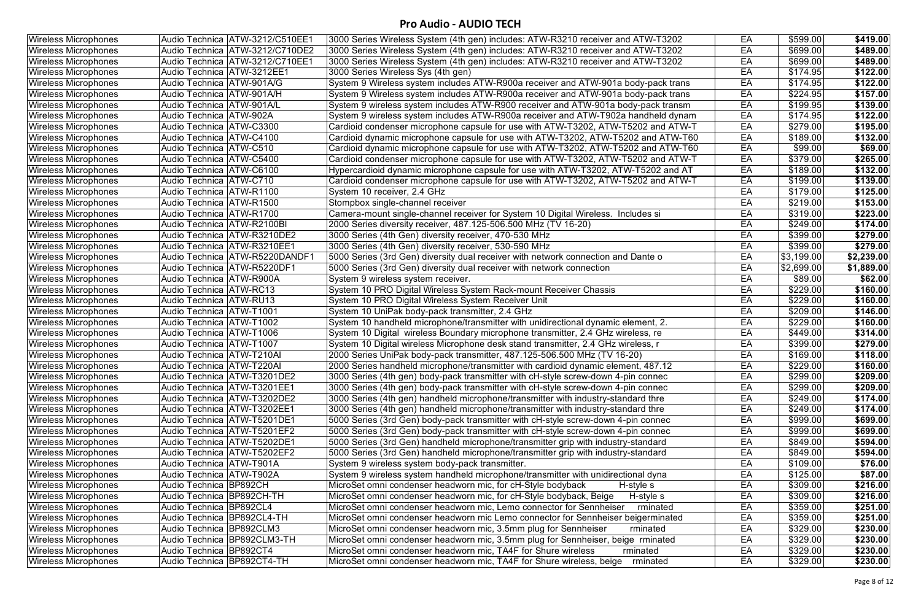# Pro Audio - AUDIO TECH

| | | | | | | |
|---|---|---|---|---|---|---|
| Wireless Microphones | Audio Technica | ATW-3212/C510EE1 | 3000 Series Wireless System (4th gen) includes: ATW-R3210 receiver and ATW-T3202 | EA | $599.00 | **$419.00** |
| Wireless Microphones | Audio Technica | ATW-3212/C710DE2 | 3000 Series Wireless System (4th gen) includes: ATW-R3210 receiver and ATW-T3202 | EA | $699.00 | **$489.00** |
| Wireless Microphones | Audio Technica | ATW-3212/C710EE1 | 3000 Series Wireless System (4th gen) includes: ATW-R3210 receiver and ATW-T3202 | EA | $699.00 | **$489.00** |
| Wireless Microphones | Audio Technica | ATW-3212EE1 | 3000 Series Wireless Sys (4th gen) | EA | $174.95 | **$122.00** |
| Wireless Microphones | Audio Technica | ATW-901A/G | System 9 Wireless system includes ATW-R900a receiver and ATW-901a body-pack trans | EA | $174.95 | **$122.00** |
| Wireless Microphones | Audio Technica | ATW-901A/H | System 9 Wireless system includes ATW-R900a receiver and ATW-901a body-pack trans | EA | $224.95 | **$157.00** |
| Wireless Microphones | Audio Technica | ATW-901A/L | System 9 wireless system includes ATW-R900 receiver and ATW-901a body-pack transm | EA | $199.95 | **$139.00** |
| Wireless Microphones | Audio Technica | ATW-902A | System 9 wireless system includes ATW-R900a receiver and ATW-T902a handheld dynam | EA | $174.95 | **$122.00** |
| Wireless Microphones | Audio Technica | ATW-C3300 | Cardioid condenser microphone capsule for use with ATW-T3202, ATW-T5202 and ATW-T | EA | $279.00 | **$195.00** |
| Wireless Microphones | Audio Technica | ATW-C4100 | Cardioid dynamic microphone capsule for use with ATW-T3202, ATW-T5202 and ATW-T60 | EA | $189.00 | **$132.00** |
| Wireless Microphones | Audio Technica | ATW-C510 | Cardioid dynamic microphone capsule for use with ATW-T3202, ATW-T5202 and ATW-T60 | EA | $99.00 | **$69.00** |
| Wireless Microphones | Audio Technica | ATW-C5400 | Cardioid condenser microphone capsule for use with ATW-T3202, ATW-T5202 and ATW-T | EA | $379.00 | **$265.00** |
| Wireless Microphones | Audio Technica | ATW-C6100 | Hypercardioid dynamic microphone capsule for use with ATW-T3202, ATW-T5202 and AT | EA | $189.00 | **$132.00** |
| Wireless Microphones | Audio Technica | ATW-C710 | Cardioid condenser microphone capsule for use with ATW-T3202, ATW-T5202 and ATW-T | EA | $199.00 | **$139.00** |
| Wireless Microphones | Audio Technica | ATW-R1100 | System 10 receiver, 2.4 GHz | EA | $179.00 | **$125.00** |
| Wireless Microphones | Audio Technica | ATW-R1500 | Stompbox single-channel receiver | EA | $219.00 | **$153.00** |
| Wireless Microphones | Audio Technica | ATW-R1700 | Camera-mount single-channel receiver for System 10 Digital Wireless. Includes si | EA | $319.00 | **$223.00** |
| Wireless Microphones | Audio Technica | ATW-R2100BI | 2000 Series diversity receiver, 487.125-506.500 MHz (TV 16-20) | EA | $249.00 | **$174.00** |
| Wireless Microphones | Audio Technica | ATW-R3210DE2 | 3000 Series (4th Gen) diversity receiver, 470-530 MHz | EA | $399.00 | **$279.00** |
| Wireless Microphones | Audio Technica | ATW-R3210EE1 | 3000 Series (4th Gen) diversity receiver, 530-590 MHz | EA | $399.00 | **$279.00** |
| Wireless Microphones | Audio Technica | ATW-R5220DANDF1 | 5000 Series (3rd Gen) diversity dual receiver with network connection and Dante o | EA | $3,199.00 | **$2,239.00** |
| Wireless Microphones | Audio Technica | ATW-R5220DF1 | 5000 Series (3rd Gen) diversity dual receiver with network connection | EA | $2,699.00 | **$1,889.00** |
| Wireless Microphones | Audio Technica | ATW-R900A | System 9 wireless system receiver. | EA | $89.00 | **$62.00** |
| Wireless Microphones | Audio Technica | ATW-RC13 | System 10 PRO Digital Wireless System Rack-mount Receiver Chassis | EA | $229.00 | **$160.00** |
| Wireless Microphones | Audio Technica | ATW-RU13 | System 10 PRO Digital Wireless System Receiver Unit | EA | $229.00 | **$160.00** |
| Wireless Microphones | Audio Technica | ATW-T1001 | System 10 UniPak body-pack transmitter, 2.4 GHz | EA | $209.00 | **$146.00** |
| Wireless Microphones | Audio Technica | ATW-T1002 | System 10 handheld microphone/transmitter with unidirectional dynamic element, 2. | EA | $229.00 | **$160.00** |
| Wireless Microphones | Audio Technica | ATW-T1006 | System 10 Digital wireless Boundary microphone transmitter, 2.4 GHz wireless, re | EA | $449.00 | **$314.00** |
| Wireless Microphones | Audio Technica | ATW-T1007 | System 10 Digital wireless Microphone desk stand transmitter, 2.4 GHz wireless, r | EA | $399.00 | **$279.00** |
| Wireless Microphones | Audio Technica | ATW-T210AI | 2000 Series UniPak body-pack transmitter, 487.125-506.500 MHz (TV 16-20) | EA | $169.00 | **$118.00** |
| Wireless Microphones | Audio Technica | ATW-T220AI | 2000 Series handheld microphone/transmitter with cardioid dynamic element, 487.12 | EA | $229.00 | **$160.00** |
| Wireless Microphones | Audio Technica | ATW-T3201DE2 | 3000 Series (4th gen) body-pack transmitter with cH-style screw-down 4-pin connec | EA | $299.00 | **$209.00** |
| Wireless Microphones | Audio Technica | ATW-T3201EE1 | 3000 Series (4th gen) body-pack transmitter with cH-style screw-down 4-pin connec | EA | $299.00 | **$209.00** |
| Wireless Microphones | Audio Technica | ATW-T3202DE2 | 3000 Series (4th gen) handheld microphone/transmitter with industry-standard thre | EA | $249.00 | **$174.00** |
| Wireless Microphones | Audio Technica | ATW-T3202EE1 | 3000 Series (4th gen) handheld microphone/transmitter with industry-standard thre | EA | $249.00 | **$174.00** |
| Wireless Microphones | Audio Technica | ATW-T5201DE1 | 5000 Series (3rd Gen) body-pack transmitter with cH-style screw-down 4-pin connec | EA | $999.00 | **$699.00** |
| Wireless Microphones | Audio Technica | ATW-T5201EF2 | 5000 Series (3rd Gen) body-pack transmitter with cH-style screw-down 4-pin connec | EA | $999.00 | **$699.00** |
| Wireless Microphones | Audio Technica | ATW-T5202DE1 | 5000 Series (3rd Gen) handheld microphone/transmitter grip with industry-standard | EA | $849.00 | **$594.00** |
| Wireless Microphones | Audio Technica | ATW-T5202EF2 | 5000 Series (3rd Gen) handheld microphone/transmitter grip with industry-standard | EA | $849.00 | **$594.00** |
| Wireless Microphones | Audio Technica | ATW-T901A | System 9 wireless system body-pack transmitter. | EA | $109.00 | **$76.00** |
| Wireless Microphones | Audio Technica | ATW-T902A | System 9 wireless system handheld microphone/transmitter with unidirectional dyna | EA | $125.00 | **$87.00** |
| Wireless Microphones | Audio Technica | BP892CH | MicroSet omni condenser headworn mic, for cH-Style bodyback H-style s | EA | $309.00 | **$216.00** |
| Wireless Microphones | Audio Technica | BP892CH-TH | MicroSet omni condenser headworn mic, for cH-Style bodyback, Beige H-style s | EA | $309.00 | **$216.00** |
| Wireless Microphones | Audio Technica | BP892CL4 | MicroSet omni condenser headworn mic, Lemo connector for Sennheiser rminated | EA | $359.00 | **$251.00** |
| Wireless Microphones | Audio Technica | BP892CL4-TH | MicroSet omni condenser headworn mic, Lemo connector for Sennheiser beigerminated | EA | $359.00 | **$251.00** |
| Wireless Microphones | Audio Technica | BP892CLM3 | MicroSet omni condenser headworn mic, 3.5mm plug for Sennheiser rminated | EA | $329.00 | **$230.00** |
| Wireless Microphones | Audio Technica | BP892CLM3-TH | MicroSet omni condenser headworn mic, 3.5mm plug for Sennheiser, beige rminated | EA | $329.00 | **$230.00** |
| Wireless Microphones | Audio Technica | BP892CT4 | MicroSet omni condenser headworn mic, TA4F for Shure wireless rminated | EA | $329.00 | **$230.00** |
| Wireless Microphones | Audio Technica | BP892CT4-TH | MicroSet omni condenser headworn mic, TA4F for Shure wireless, beige rminated | EA | $329.00 | **$230.00** |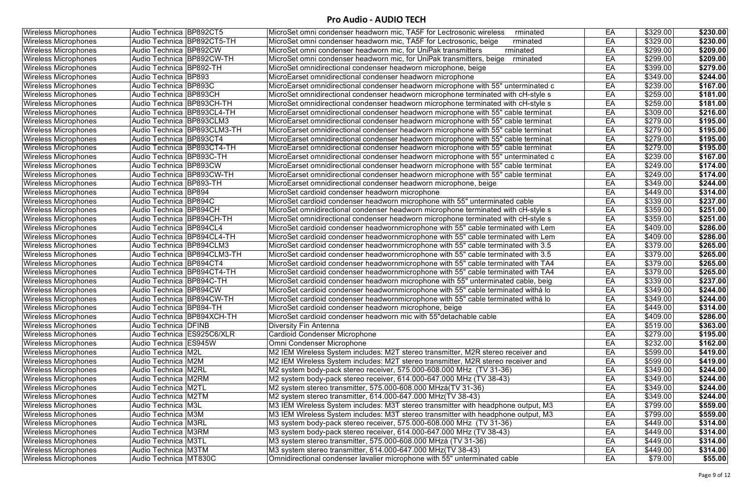# Pro Audio - AUDIO TECH

| Wireless Microphones | Audio Technica | BP892CT5 | MicroSet omni condenser headworn mic, TA5F for Lectrosonic wireless rminated | EA | $329.00 | $230.00 |
|---|---|---|---|---|---|---|
| Wireless Microphones | Audio Technica | BP892CT5-TH | MicroSet omni condenser headworn mic, TA5F for Lectrosonic, beige rminated | EA | $329.00 | $230.00 |
| Wireless Microphones | Audio Technica | BP892CW | MicroSet omni condenser headworn mic, for UniPak transmitters rminated | EA | $299.00 | $209.00 |
| Wireless Microphones | Audio Technica | BP892CW-TH | MicroSet omni condenser headworn mic, for UniPak transmitters, beige rminated | EA | $299.00 | $209.00 |
| Wireless Microphones | Audio Technica | BP892-TH | MicroSet omnidirectional condenser headworn microphone, beige | EA | $399.00 | $279.00 |
| Wireless Microphones | Audio Technica | BP893 | MicroEarset omnidirectional condenser headworn microphone | EA | $349.00 | $244.00 |
| Wireless Microphones | Audio Technica | BP893C | MicroEarset omnidirectional condenser headworn microphone with 55" unterminated c | EA | $239.00 | $167.00 |
| Wireless Microphones | Audio Technica | BP893CH | MicroSet omnidirectional condenser headworn microphone terminated with cH-style s | EA | $259.00 | $181.00 |
| Wireless Microphones | Audio Technica | BP893CH-TH | MicroSet omnidirectional condenser headworn microphone terminated with cH-style s | EA | $259.00 | $181.00 |
| Wireless Microphones | Audio Technica | BP893CL4-TH | MicroEarset omnidirectional condenser headworn microphone with 55" cable terminat | EA | $309.00 | $216.00 |
| Wireless Microphones | Audio Technica | BP893CLM3 | MicroEarset omnidirectional condenser headworn microphone with 55" cable terminat | EA | $279.00 | $195.00 |
| Wireless Microphones | Audio Technica | BP893CLM3-TH | MicroEarset omnidirectional condenser headworn microphone with 55" cable terminat | EA | $279.00 | $195.00 |
| Wireless Microphones | Audio Technica | BP893CT4 | MicroEarset omnidirectional condenser headworn microphone with 55" cable terminat | EA | $279.00 | $195.00 |
| Wireless Microphones | Audio Technica | BP893CT4-TH | MicroEarset omnidirectional condenser headworn microphone with 55" cable terminat | EA | $279.00 | $195.00 |
| Wireless Microphones | Audio Technica | BP893C-TH | MicroEarset omnidirectional condenser headworn microphone with 55" unterminated c | EA | $239.00 | $167.00 |
| Wireless Microphones | Audio Technica | BP893CW | MicroEarset omnidirectional condenser headworn microphone with 55" cable terminat | EA | $249.00 | $174.00 |
| Wireless Microphones | Audio Technica | BP893CW-TH | MicroEarset omnidirectional condenser headworn microphone with 55" cable terminat | EA | $249.00 | $174.00 |
| Wireless Microphones | Audio Technica | BP893-TH | MicroEarset omnidirectional condenser headworn microphone, beige | EA | $349.00 | $244.00 |
| Wireless Microphones | Audio Technica | BP894 | MicroSet cardioid condenser headworn microphone | EA | $449.00 | $314.00 |
| Wireless Microphones | Audio Technica | BP894C | MicroSet cardioid condenser headworn microphone with 55" unterminated cable | EA | $339.00 | $237.00 |
| Wireless Microphones | Audio Technica | BP894CH | MicroSet omnidirectional condenser headworn microphone terminated with cH-style s | EA | $359.00 | $251.00 |
| Wireless Microphones | Audio Technica | BP894CH-TH | MicroSet omnidirectional condenser headworn microphone terminated with cH-style s | EA | $359.00 | $251.00 |
| Wireless Microphones | Audio Technica | BP894CL4 | MicroSet cardioid condenser headwornmicrophone with 55" cable terminated with Lem | EA | $409.00 | $286.00 |
| Wireless Microphones | Audio Technica | BP894CL4-TH | MicroSet cardioid condenser headwornmicrophone with 55" cable terminated with Lem | EA | $409.00 | $286.00 |
| Wireless Microphones | Audio Technica | BP894CLM3 | MicroSet cardioid condenser headwornmicrophone with 55" cable terminated with 3.5 | EA | $379.00 | $265.00 |
| Wireless Microphones | Audio Technica | BP894CLM3-TH | MicroSet cardioid condenser headwornmicrophone with 55" cable terminated with 3.5 | EA | $379.00 | $265.00 |
| Wireless Microphones | Audio Technica | BP894CT4 | MicroSet cardioid condenser headwornmicrophone with 55" cable terminated with TA4 | EA | $379.00 | $265.00 |
| Wireless Microphones | Audio Technica | BP894CT4-TH | MicroSet cardioid condenser headwornmicrophone with 55" cable terminated with TA4 | EA | $379.00 | $265.00 |
| Wireless Microphones | Audio Technica | BP894C-TH | MicroSet cardioid condenser headworn microphone with 55" unterminated cable, beig | EA | $339.00 | $237.00 |
| Wireless Microphones | Audio Technica | BP894CW | MicroSet cardioid condenser headwornmicrophone with 55" cable terminated withá lo | EA | $349.00 | $244.00 |
| Wireless Microphones | Audio Technica | BP894CW-TH | MicroSet cardioid condenser headwornmicrophone with 55" cable terminated withá lo | EA | $349.00 | $244.00 |
| Wireless Microphones | Audio Technica | BP894-TH | MicroSet cardioid condenser headworn microphone, beige | EA | $449.00 | $314.00 |
| Wireless Microphones | Audio Technica | BP894XCH-TH | MicroSet cardioid condenser headworn mic with 55"detachable cable | EA | $409.00 | $286.00 |
| Wireless Microphones | Audio Technica | DFINB | Diversity Fin Antenna | EA | $519.00 | $363.00 |
| Wireless Microphones | Audio Technica | ES925C6/XLR | Cardioid Condenser Microphone | EA | $279.00 | $195.00 |
| Wireless Microphones | Audio Technica | ES945W | Omni Condenser Microphone | EA | $232.00 | $162.00 |
| Wireless Microphones | Audio Technica | M2L | M2 IEM Wireless System includes: M2T stereo transmitter, M2R stereo receiver and | EA | $599.00 | $419.00 |
| Wireless Microphones | Audio Technica | M2M | M2 IEM Wireless System includes: M2T stereo transmitter, M2R stereo receiver and | EA | $599.00 | $419.00 |
| Wireless Microphones | Audio Technica | M2RL | M2 system body-pack stereo receiver, 575.000-608.000 MHz (TV 31-36) | EA | $349.00 | $244.00 |
| Wireless Microphones | Audio Technica | M2RM | M2 system body-pack stereo receiver, 614.000-647.000 MHz (TV 38-43) | EA | $349.00 | $244.00 |
| Wireless Microphones | Audio Technica | M2TL | M2 system stereo transmitter, 575.000-608.000 MHzá(TV 31-36) | EA | $349.00 | $244.00 |
| Wireless Microphones | Audio Technica | M2TM | M2 system stereo transmitter, 614.000-647.000 MHz(TV 38-43) | EA | $349.00 | $244.00 |
| Wireless Microphones | Audio Technica | M3L | M3 IEM Wireless System includes: M3T stereo transmitter with headphone output, M3 | EA | $799.00 | $559.00 |
| Wireless Microphones | Audio Technica | M3M | M3 IEM Wireless System includes: M3T stereo transmitter with headphone output, M3 | EA | $799.00 | $559.00 |
| Wireless Microphones | Audio Technica | M3RL | M3 system body-pack stereo receiver, 575.000-608.000 MHz (TV 31-36) | EA | $449.00 | $314.00 |
| Wireless Microphones | Audio Technica | M3RM | M3 system body-pack stereo receiver, 614.000-647.000 MHz (TV 38-43) | EA | $449.00 | $314.00 |
| Wireless Microphones | Audio Technica | M3TL | M3 system stereo transmitter, 575.000-608.000 MHzá (TV 31-36) | EA | $449.00 | $314.00 |
| Wireless Microphones | Audio Technica | M3TM | M3 system stereo transmitter, 614.000-647.000 MHz(TV 38-43) | EA | $449.00 | $314.00 |
| Wireless Microphones | Audio Technica | MT830C | Omnidirectional condenser lavalier microphone with 55" unterminated cable | EA | $79.00 | $55.00 |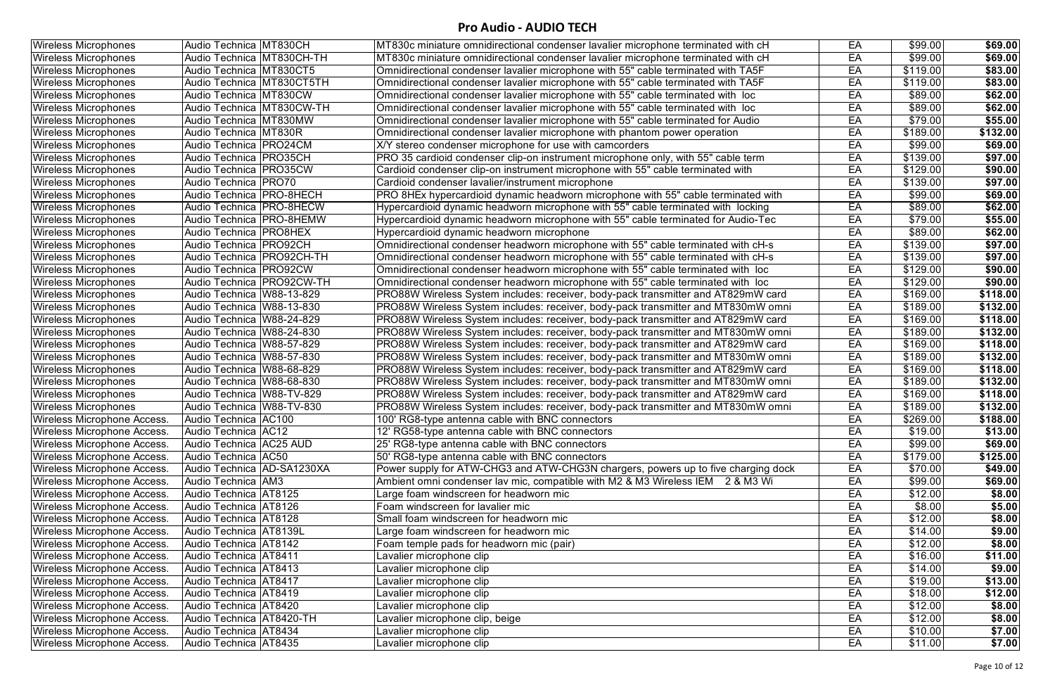# Pro Audio - AUDIO TECH

| | | | | | | |
|---|---|---|---|---|---|---|
| Wireless Microphones | Audio Technica | MT830CH | MT830c miniature omnidirectional condenser lavalier microphone terminated with cH | EA | $99.00 | **$69.00** |
| Wireless Microphones | Audio Technica | MT830CH-TH | MT830c miniature omnidirectional condenser lavalier microphone terminated with cH | EA | $99.00 | **$69.00** |
| Wireless Microphones | Audio Technica | MT830CT5 | Omnidirectional condenser lavalier microphone with 55" cable terminated with TA5F | EA | $119.00 | **$83.00** |
| Wireless Microphones | Audio Technica | MT830CT5TH | Omnidirectional condenser lavalier microphone with 55" cable terminated with TA5F | EA | $119.00 | **$83.00** |
| Wireless Microphones | Audio Technica | MT830CW | Omnidirectional condenser lavalier microphone with 55" cable terminated with loc | EA | $89.00 | **$62.00** |
| Wireless Microphones | Audio Technica | MT830CW-TH | Omnidirectional condenser lavalier microphone with 55" cable terminated with loc | EA | $89.00 | **$62.00** |
| Wireless Microphones | Audio Technica | MT830MW | Omnidirectional condenser lavalier microphone with 55" cable terminated for Audio | EA | $79.00 | **$55.00** |
| Wireless Microphones | Audio Technica | MT830R | Omnidirectional condenser lavalier microphone with phantom power operation | EA | $189.00 | **$132.00** |
| Wireless Microphones | Audio Technica | PRO24CM | X/Y stereo condenser microphone for use with camcorders | EA | $99.00 | **$69.00** |
| Wireless Microphones | Audio Technica | PRO35CH | PRO 35 cardioid condenser clip-on instrument microphone only, with 55" cable term | EA | $139.00 | **$97.00** |
| Wireless Microphones | Audio Technica | PRO35CW | Cardioid condenser clip-on instrument microphone with 55" cable terminated with | EA | $129.00 | **$90.00** |
| Wireless Microphones | Audio Technica | PRO70 | Cardioid condenser lavalier/instrument microphone | EA | $139.00 | **$97.00** |
| Wireless Microphones | Audio Technica | PRO-8HECH | PRO 8HEx hypercardioid dynamic headworn microphone with 55" cable terminated with | EA | $99.00 | **$69.00** |
| Wireless Microphones | Audio Technica | PRO-8HECW | Hypercardioid dynamic headworn microphone with 55" cable terminated with locking | EA | $89.00 | **$62.00** |
| Wireless Microphones | Audio Technica | PRO-8HEMW | Hypercardioid dynamic headworn microphone with 55" cable terminated for Audio-Tec | EA | $79.00 | **$55.00** |
| Wireless Microphones | Audio Technica | PRO8HEX | Hypercardioid dynamic headworn microphone | EA | $89.00 | **$62.00** |
| Wireless Microphones | Audio Technica | PRO92CH | Omnidirectional condenser headworn microphone with 55" cable terminated with cH-s | EA | $139.00 | **$97.00** |
| Wireless Microphones | Audio Technica | PRO92CH-TH | Omnidirectional condenser headworn microphone with 55" cable terminated with cH-s | EA | $139.00 | **$97.00** |
| Wireless Microphones | Audio Technica | PRO92CW | Omnidirectional condenser headworn microphone with 55" cable terminated with loc | EA | $129.00 | **$90.00** |
| Wireless Microphones | Audio Technica | PRO92CW-TH | Omnidirectional condenser headworn microphone with 55" cable terminated with loc | EA | $129.00 | **$90.00** |
| Wireless Microphones | Audio Technica | W88-13-829 | PRO88W Wireless System includes: receiver, body-pack transmitter and AT829mW card | EA | $169.00 | **$118.00** |
| Wireless Microphones | Audio Technica | W88-13-830 | PRO88W Wireless System includes: receiver, body-pack transmitter and MT830mW omni | EA | $189.00 | **$132.00** |
| Wireless Microphones | Audio Technica | W88-24-829 | PRO88W Wireless System includes: receiver, body-pack transmitter and AT829mW card | EA | $169.00 | **$118.00** |
| Wireless Microphones | Audio Technica | W88-24-830 | PRO88W Wireless System includes: receiver, body-pack transmitter and MT830mW omni | EA | $189.00 | **$132.00** |
| Wireless Microphones | Audio Technica | W88-57-829 | PRO88W Wireless System includes: receiver, body-pack transmitter and AT829mW card | EA | $169.00 | **$118.00** |
| Wireless Microphones | Audio Technica | W88-57-830 | PRO88W Wireless System includes: receiver, body-pack transmitter and MT830mW omni | EA | $189.00 | **$132.00** |
| Wireless Microphones | Audio Technica | W88-68-829 | PRO88W Wireless System includes: receiver, body-pack transmitter and AT829mW card | EA | $169.00 | **$118.00** |
| Wireless Microphones | Audio Technica | W88-68-830 | PRO88W Wireless System includes: receiver, body-pack transmitter and MT830mW omni | EA | $189.00 | **$132.00** |
| Wireless Microphones | Audio Technica | W88-TV-829 | PRO88W Wireless System includes: receiver, body-pack transmitter and AT829mW card | EA | $169.00 | **$118.00** |
| Wireless Microphones | Audio Technica | W88-TV-830 | PRO88W Wireless System includes: receiver, body-pack transmitter and MT830mW omni | EA | $189.00 | **$132.00** |
| Wireless Microphone Access. | Audio Technica | AC100 | 100' RG8-type antenna cable with BNC connectors | EA | $269.00 | **$188.00** |
| Wireless Microphone Access. | Audio Technica | AC12 | 12' RG58-type antenna cable with BNC connectors | EA | $19.00 | **$13.00** |
| Wireless Microphone Access. | Audio Technica | AC25 AUD | 25' RG8-type antenna cable with BNC connectors | EA | $99.00 | **$69.00** |
| Wireless Microphone Access. | Audio Technica | AC50 | 50' RG8-type antenna cable with BNC connectors | EA | $179.00 | **$125.00** |
| Wireless Microphone Access. | Audio Technica | AD-SA1230XA | Power supply for ATW-CHG3 and ATW-CHG3N chargers, powers up to five charging dock | EA | $70.00 | **$49.00** |
| Wireless Microphone Access. | Audio Technica | AM3 | Ambient omni condenser lav mic, compatible with M2 & M3 Wireless IEM 2 & M3 Wi | EA | $99.00 | **$69.00** |
| Wireless Microphone Access. | Audio Technica | AT8125 | Large foam windscreen for headworn mic | EA | $12.00 | **$8.00** |
| Wireless Microphone Access. | Audio Technica | AT8126 | Foam windscreen for lavalier mic | EA | $8.00 | **$5.00** |
| Wireless Microphone Access. | Audio Technica | AT8128 | Small foam windscreen for headworn mic | EA | $12.00 | **$8.00** |
| Wireless Microphone Access. | Audio Technica | AT8139L | Large foam windscreen for headworn mic | EA | $14.00 | **$9.00** |
| Wireless Microphone Access. | Audio Technica | AT8142 | Foam temple pads for headworn mic (pair) | EA | $12.00 | **$8.00** |
| Wireless Microphone Access. | Audio Technica | AT8411 | Lavalier microphone clip | EA | $16.00 | **$11.00** |
| Wireless Microphone Access. | Audio Technica | AT8413 | Lavalier microphone clip | EA | $14.00 | **$9.00** |
| Wireless Microphone Access. | Audio Technica | AT8417 | Lavalier microphone clip | EA | $19.00 | **$13.00** |
| Wireless Microphone Access. | Audio Technica | AT8419 | Lavalier microphone clip | EA | $18.00 | **$12.00** |
| Wireless Microphone Access. | Audio Technica | AT8420 | Lavalier microphone clip | EA | $12.00 | **$8.00** |
| Wireless Microphone Access. | Audio Technica | AT8420-TH | Lavalier microphone clip, beige | EA | $12.00 | **$8.00** |
| Wireless Microphone Access. | Audio Technica | AT8434 | Lavalier microphone clip | EA | $10.00 | **$7.00** |
| Wireless Microphone Access. | Audio Technica | AT8435 | Lavalier microphone clip | EA | $11.00 | **$7.00** |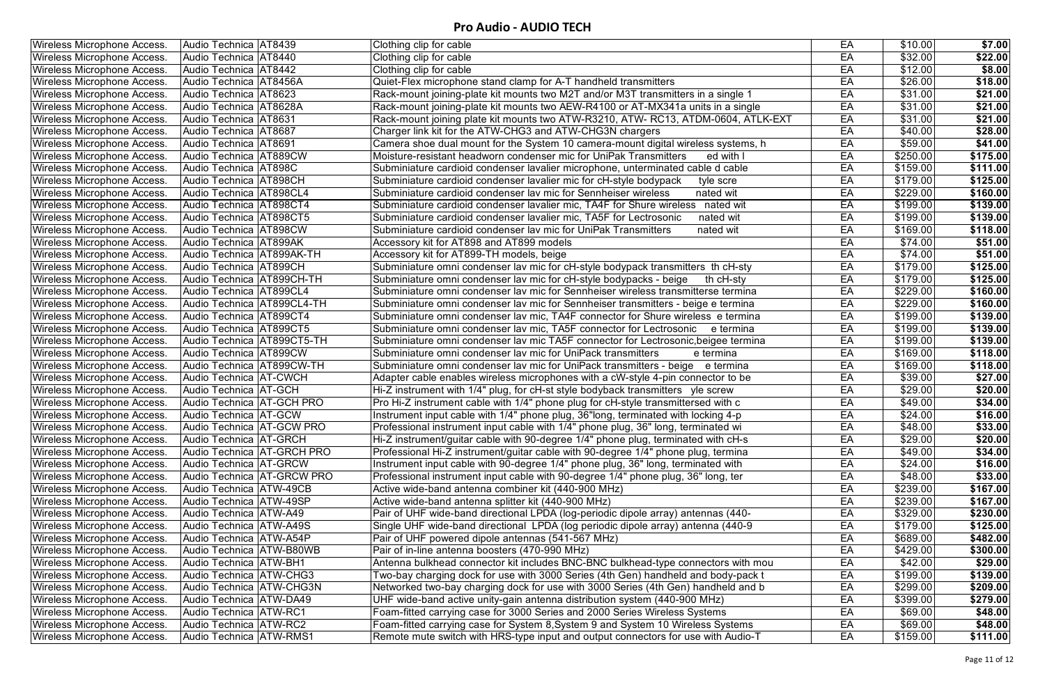# Pro Audio - AUDIO TECH

| | | | | | | |
|---|---|---|---|---|---|---|
| Wireless Microphone Access. | Audio Technica | AT8439 | Clothing clip for cable | EA | $10.00 | **$7.00** |
| Wireless Microphone Access. | Audio Technica | AT8440 | Clothing clip for cable | EA | $32.00 | **$22.00** |
| Wireless Microphone Access. | Audio Technica | AT8442 | Clothing clip for cable | EA | $12.00 | **$8.00** |
| Wireless Microphone Access. | Audio Technica | AT8456A | Quiet-Flex microphone stand clamp for A-T handheld transmitters | EA | $26.00 | **$18.00** |
| Wireless Microphone Access. | Audio Technica | AT8623 | Rack-mount joining-plate kit mounts two M2T and/or M3T transmitters in a single 1 | EA | $31.00 | **$21.00** |
| Wireless Microphone Access. | Audio Technica | AT8628A | Rack-mount joining-plate kit mounts two AEW-R4100 or AT-MX341a units in a single | EA | $31.00 | **$21.00** |
| Wireless Microphone Access. | Audio Technica | AT8631 | Rack-mount joining plate kit mounts two ATW-R3210, ATW- RC13, ATDM-0604, ATLK-EXT | EA | $31.00 | **$21.00** |
| Wireless Microphone Access. | Audio Technica | AT8687 | Charger link kit for the ATW-CHG3 and ATW-CHG3N chargers | EA | $40.00 | **$28.00** |
| Wireless Microphone Access. | Audio Technica | AT8691 | Camera shoe dual mount for the System 10 camera-mount digital wireless systems, h | EA | $59.00 | **$41.00** |
| Wireless Microphone Access. | Audio Technica | AT889CW | Moisture-resistant headworn condenser mic for UniPak Transmitters ed with l | EA | $250.00 | **$175.00** |
| Wireless Microphone Access. | Audio Technica | AT898C | Subminiature cardioid condenser lavalier microphone, unterminated cable d cable | EA | $159.00 | **$111.00** |
| Wireless Microphone Access. | Audio Technica | AT898CH | Subminiature cardioid condenser lavalier mic for cH-style bodypack tyle scre | EA | $179.00 | **$125.00** |
| Wireless Microphone Access. | Audio Technica | AT898CL4 | Subminiature cardioid condenser lav mic for Sennheiser wireless nated wit | EA | $229.00 | **$160.00** |
| Wireless Microphone Access. | Audio Technica | AT898CT4 | Subminiature cardioid condenser lavalier mic, TA4F for Shure wireless nated wit | EA | $199.00 | **$139.00** |
| Wireless Microphone Access. | Audio Technica | AT898CT5 | Subminiature cardioid condenser lavalier mic, TA5F for Lectrosonic nated wit | EA | $199.00 | **$139.00** |
| Wireless Microphone Access. | Audio Technica | AT898CW | Subminiature cardioid condenser lav mic for UniPak Transmitters nated wit | EA | $169.00 | **$118.00** |
| Wireless Microphone Access. | Audio Technica | AT899AK | Accessory kit for AT898 and AT899 models | EA | $74.00 | **$51.00** |
| Wireless Microphone Access. | Audio Technica | AT899AK-TH | Accessory kit for AT899-TH models, beige | EA | $74.00 | **$51.00** |
| Wireless Microphone Access. | Audio Technica | AT899CH | Subminiature omni condenser lav mic for cH-style bodypack transmitters th cH-sty | EA | $179.00 | **$125.00** |
| Wireless Microphone Access. | Audio Technica | AT899CH-TH | Subminiature omni condenser lav mic for cH-style bodypacks - beige th cH-sty | EA | $179.00 | **$125.00** |
| Wireless Microphone Access. | Audio Technica | AT899CL4 | Subminiature omni condenser lav mic for Sennheiser wireless transmitterse termina | EA | $229.00 | **$160.00** |
| Wireless Microphone Access. | Audio Technica | AT899CL4-TH | Subminiature omni condenser lav mic for Sennheiser transmitters - beige e termina | EA | $229.00 | **$160.00** |
| Wireless Microphone Access. | Audio Technica | AT899CT4 | Subminiature omni condenser lav mic, TA4F connector for Shure wireless e termina | EA | $199.00 | **$139.00** |
| Wireless Microphone Access. | Audio Technica | AT899CT5 | Subminiature omni condenser lav mic, TA5F connector for Lectrosonic e termina | EA | $199.00 | **$139.00** |
| Wireless Microphone Access. | Audio Technica | AT899CT5-TH | Subminiature omni condenser lav mic TA5F connector for Lectrosonic,beigee termina | EA | $199.00 | **$139.00** |
| Wireless Microphone Access. | Audio Technica | AT899CW | Subminiature omni condenser lav mic for UniPack transmitters e termina | EA | $169.00 | **$118.00** |
| Wireless Microphone Access. | Audio Technica | AT899CW-TH | Subminiature omni condenser lav mic for UniPack transmitters - beige e termina | EA | $169.00 | **$118.00** |
| Wireless Microphone Access. | Audio Technica | AT-CWCH | Adapter cable enables wireless microphones with a cW-style 4-pin connector to be | EA | $39.00 | **$27.00** |
| Wireless Microphone Access. | Audio Technica | AT-GCH | Hi-Z instrument with 1/4" plug, for cH-st style bodyback transmitters yle screw | EA | $29.00 | **$20.00** |
| Wireless Microphone Access. | Audio Technica | AT-GCH PRO | Pro Hi-Z instrument cable with 1/4" phone plug for cH-style transmittersed with c | EA | $49.00 | **$34.00** |
| Wireless Microphone Access. | Audio Technica | AT-GCW | Instrument input cable with 1/4" phone plug, 36"long, terminated with locking 4-p | EA | $24.00 | **$16.00** |
| Wireless Microphone Access. | Audio Technica | AT-GCW PRO | Professional instrument input cable with 1/4" phone plug, 36" long, terminated wi | EA | $48.00 | **$33.00** |
| Wireless Microphone Access. | Audio Technica | AT-GRCH | Hi-Z instrument/guitar cable with 90-degree 1/4" phone plug, terminated with cH-s | EA | $29.00 | **$20.00** |
| Wireless Microphone Access. | Audio Technica | AT-GRCH PRO | Professional Hi-Z instrument/guitar cable with 90-degree 1/4" phone plug, termina | EA | $49.00 | **$34.00** |
| Wireless Microphone Access. | Audio Technica | AT-GRCW | Instrument input cable with 90-degree 1/4" phone plug, 36" long, terminated with | EA | $24.00 | **$16.00** |
| Wireless Microphone Access. | Audio Technica | AT-GRCW PRO | Professional instrument input cable with 90-degree 1/4" phone plug, 36" long, ter | EA | $48.00 | **$33.00** |
| Wireless Microphone Access. | Audio Technica | ATW-49CB | Active wide-band antenna combiner kit (440-900 MHz) | EA | $239.00 | **$167.00** |
| Wireless Microphone Access. | Audio Technica | ATW-49SP | Active wide-band antenna splitter kit (440-900 MHz) | EA | $239.00 | **$167.00** |
| Wireless Microphone Access. | Audio Technica | ATW-A49 | Pair of UHF wide-band directional LPDA (log-periodic dipole array) antennas (440- | EA | $329.00 | **$230.00** |
| Wireless Microphone Access. | Audio Technica | ATW-A49S | Single UHF wide-band directional LPDA (log periodic dipole array) antenna (440-9 | EA | $179.00 | **$125.00** |
| Wireless Microphone Access. | Audio Technica | ATW-A54P | Pair of UHF powered dipole antennas (541-567 MHz) | EA | $689.00 | **$482.00** |
| Wireless Microphone Access. | Audio Technica | ATW-B80WB | Pair of in-line antenna boosters (470-990 MHz) | EA | $429.00 | **$300.00** |
| Wireless Microphone Access. | Audio Technica | ATW-BH1 | Antenna bulkhead connector kit includes BNC-BNC bulkhead-type connectors with mou | EA | $42.00 | **$29.00** |
| Wireless Microphone Access. | Audio Technica | ATW-CHG3 | Two-bay charging dock for use with 3000 Series (4th Gen) handheld and body-pack t | EA | $199.00 | **$139.00** |
| Wireless Microphone Access. | Audio Technica | ATW-CHG3N | Networked two-bay charging dock for use with 3000 Series (4th Gen) handheld and b | EA | $299.00 | **$209.00** |
| Wireless Microphone Access. | Audio Technica | ATW-DA49 | UHF wide-band active unity-gain antenna distribution system (440-900 MHz) | EA | $399.00 | **$279.00** |
| Wireless Microphone Access. | Audio Technica | ATW-RC1 | Foam-fitted carrying case for 3000 Series and 2000 Series Wireless Systems | EA | $69.00 | **$48.00** |
| Wireless Microphone Access. | Audio Technica | ATW-RC2 | Foam-fitted carrying case for System 8,System 9 and System 10 Wireless Systems | EA | $69.00 | **$48.00** |
| Wireless Microphone Access. | Audio Technica | ATW-RMS1 | Remote mute switch with HRS-type input and output connectors for use with Audio-T | EA | $159.00 | **$111.00** |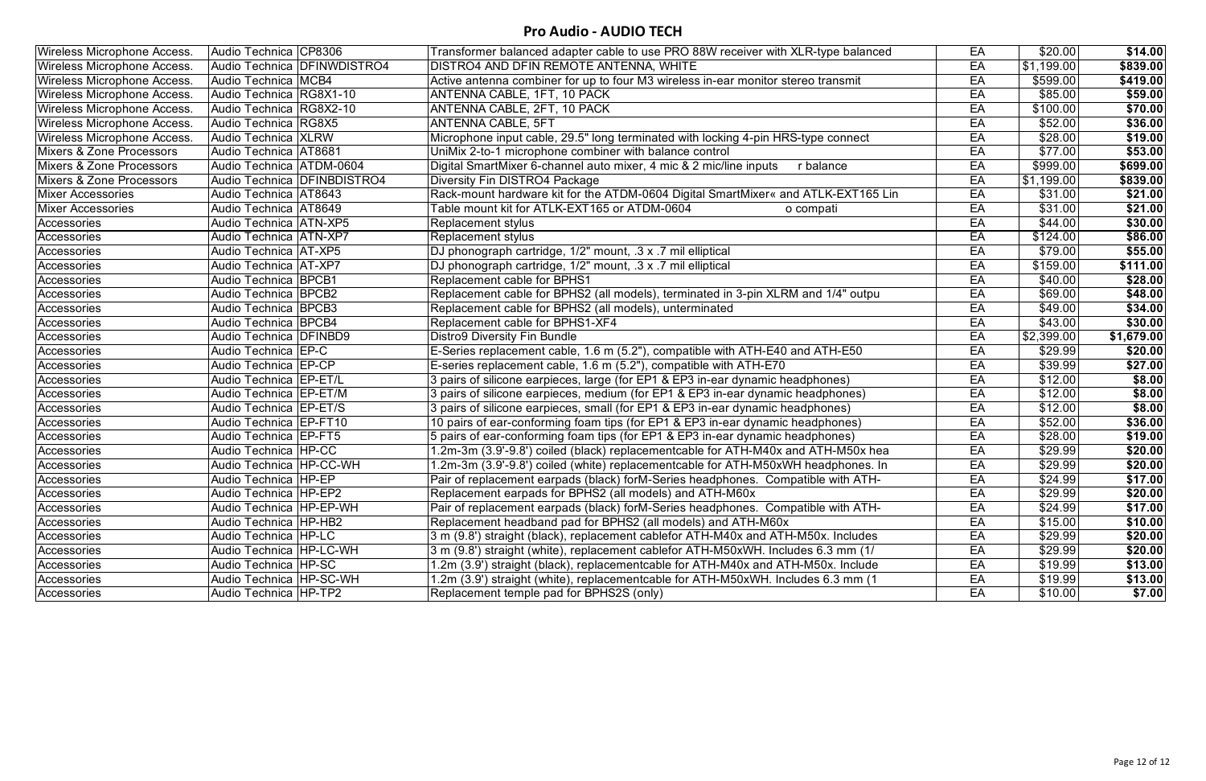## Pro Audio - AUDIO TECH

| | | | | | | |
|---|---|---|---|---|---|---|
| Wireless Microphone Access. | Audio Technica | CP8306 | Transformer balanced adapter cable to use PRO 88W receiver with XLR-type balanced | EA | $20.00 | **$14.00** |
| Wireless Microphone Access. | Audio Technica | DFINWDISTRO4 | DISTRO4 AND DFIN REMOTE ANTENNA, WHITE | EA | $1,199.00 | **$839.00** |
| Wireless Microphone Access. | Audio Technica | MCB4 | Active antenna combiner for up to four M3 wireless in-ear monitor stereo transmit | EA | $599.00 | **$419.00** |
| Wireless Microphone Access. | Audio Technica | RG8X1-10 | ANTENNA CABLE, 1FT, 10 PACK | EA | $85.00 | **$59.00** |
| Wireless Microphone Access. | Audio Technica | RG8X2-10 | ANTENNA CABLE, 2FT, 10 PACK | EA | $100.00 | **$70.00** |
| Wireless Microphone Access. | Audio Technica | RG8X5 | ANTENNA CABLE, 5FT | EA | $52.00 | **$36.00** |
| Wireless Microphone Access. | Audio Technica | XLRW | Microphone input cable, 29.5" long terminated with locking 4-pin HRS-type connect | EA | $28.00 | **$19.00** |
| Mixers & Zone Processors | Audio Technica | AT8681 | UniMix 2-to-1 microphone combiner with balance control | EA | $77.00 | **$53.00** |
| Mixers & Zone Processors | Audio Technica | ATDM-0604 | Digital SmartMixer 6-channel auto mixer, 4 mic & 2 mic/line inputs r balance | EA | $999.00 | **$699.00** |
| Mixers & Zone Processors | Audio Technica | DFINBDISTRO4 | Diversity Fin DISTRO4 Package | EA | $1,199.00 | **$839.00** |
| Mixer Accessories | Audio Technica | AT8643 | Rack-mount hardware kit for the ATDM-0604 Digital SmartMixer« and ATLK-EXT165 Lin | EA | $31.00 | **$21.00** |
| Mixer Accessories | Audio Technica | AT8649 | Table mount kit for ATLK-EXT165 or ATDM-0604 o compati | EA | $31.00 | **$21.00** |
| Accessories | Audio Technica | ATN-XP5 | Replacement stylus | EA | $44.00 | **$30.00** |
| Accessories | Audio Technica | ATN-XP7 | Replacement stylus | EA | $124.00 | **$86.00** |
| Accessories | Audio Technica | AT-XP5 | DJ phonograph cartridge, 1/2" mount, .3 x .7 mil elliptical | EA | $79.00 | **$55.00** |
| Accessories | Audio Technica | AT-XP7 | DJ phonograph cartridge, 1/2" mount, .3 x .7 mil elliptical | EA | $159.00 | **$111.00** |
| Accessories | Audio Technica | BPCB1 | Replacement cable for BPHS1 | EA | $40.00 | **$28.00** |
| Accessories | Audio Technica | BPCB2 | Replacement cable for BPHS2 (all models), terminated in 3-pin XLRM and 1/4" outpu | EA | $69.00 | **$48.00** |
| Accessories | Audio Technica | BPCB3 | Replacement cable for BPHS2 (all models), unterminated | EA | $49.00 | **$34.00** |
| Accessories | Audio Technica | BPCB4 | Replacement cable for BPHS1-XF4 | EA | $43.00 | **$30.00** |
| Accessories | Audio Technica | DFINBD9 | Distro9 Diversity Fin Bundle | EA | $2,399.00 | **$1,679.00** |
| Accessories | Audio Technica | EP-C | E-Series replacement cable, 1.6 m (5.2"), compatible with ATH-E40 and ATH-E50 | EA | $29.99 | **$20.00** |
| Accessories | Audio Technica | EP-CP | E-series replacement cable, 1.6 m (5.2"), compatible with ATH-E70 | EA | $39.99 | **$27.00** |
| Accessories | Audio Technica | EP-ET/L | 3 pairs of silicone earpieces, large (for EP1 & EP3 in-ear dynamic headphones) | EA | $12.00 | **$8.00** |
| Accessories | Audio Technica | EP-ET/M | 3 pairs of silicone earpieces, medium (for EP1 & EP3 in-ear dynamic headphones) | EA | $12.00 | **$8.00** |
| Accessories | Audio Technica | EP-ET/S | 3 pairs of silicone earpieces, small (for EP1 & EP3 in-ear dynamic headphones) | EA | $12.00 | **$8.00** |
| Accessories | Audio Technica | EP-FT10 | 10 pairs of ear-conforming foam tips (for EP1 & EP3 in-ear dynamic headphones) | EA | $52.00 | **$36.00** |
| Accessories | Audio Technica | EP-FT5 | 5 pairs of ear-conforming foam tips (for EP1 & EP3 in-ear dynamic headphones) | EA | $28.00 | **$19.00** |
| Accessories | Audio Technica | HP-CC | 1.2m-3m (3.9'-9.8') coiled (black) replacementcable for ATH-M40x and ATH-M50x hea | EA | $29.99 | **$20.00** |
| Accessories | Audio Technica | HP-CC-WH | 1.2m-3m (3.9'-9.8') coiled (white) replacementcable for ATH-M50xWH headphones. In | EA | $29.99 | **$20.00** |
| Accessories | Audio Technica | HP-EP | Pair of replacement earpads (black) forM-Series headphones. Compatible with ATH- | EA | $24.99 | **$17.00** |
| Accessories | Audio Technica | HP-EP2 | Replacement earpads for BPHS2 (all models) and ATH-M60x | EA | $29.99 | **$20.00** |
| Accessories | Audio Technica | HP-EP-WH | Pair of replacement earpads (black) forM-Series headphones. Compatible with ATH- | EA | $24.99 | **$17.00** |
| Accessories | Audio Technica | HP-HB2 | Replacement headband pad for BPHS2 (all models) and ATH-M60x | EA | $15.00 | **$10.00** |
| Accessories | Audio Technica | HP-LC | 3 m (9.8') straight (black), replacement cablefor ATH-M40x and ATH-M50x. Includes | EA | $29.99 | **$20.00** |
| Accessories | Audio Technica | HP-LC-WH | 3 m (9.8') straight (white), replacement cablefor ATH-M50xWH. Includes 6.3 mm (1/ | EA | $29.99 | **$20.00** |
| Accessories | Audio Technica | HP-SC | 1.2m (3.9') straight (black), replacementcable for ATH-M40x and ATH-M50x. Include | EA | $19.99 | **$13.00** |
| Accessories | Audio Technica | HP-SC-WH | 1.2m (3.9') straight (white), replacementcable for ATH-M50xWH. Includes 6.3 mm (1 | EA | $19.99 | **$13.00** |
| Accessories | Audio Technica | HP-TP2 | Replacement temple pad for BPHS2S (only) | EA | $10.00 | **$7.00** |